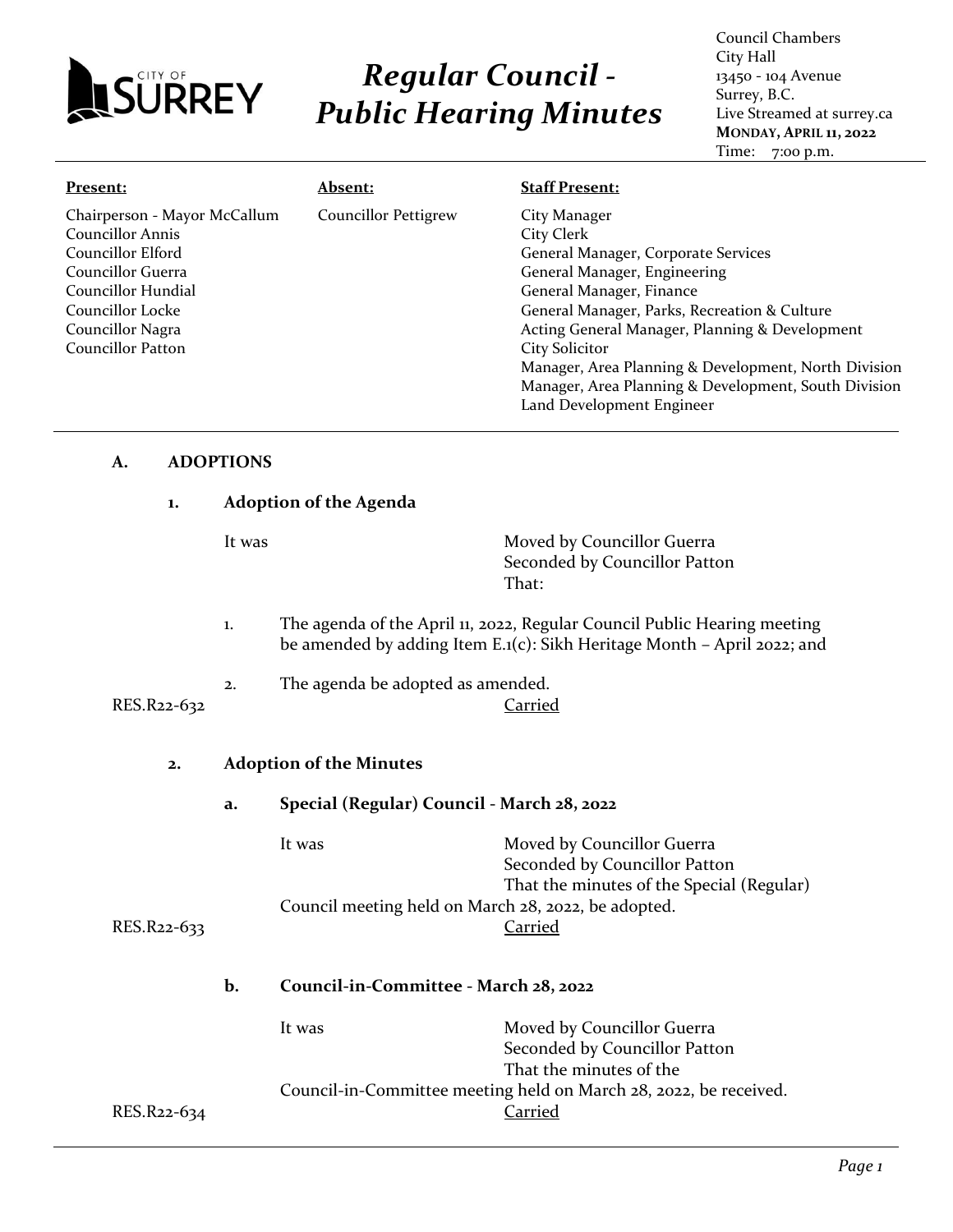CITY OF SURREY

# *Regular Council - Public Hearing Minutes*

Council Chambers
City Hall
13450 - 104 Avenue
Surrey, B.C.
Live Streamed at surrey.ca
**MONDAY, APRIL 11, 2022**
Time: 7:00 p.m.

| **Present:** | **Absent:** | **Staff Present:** |
|---|---|---|
| Chairperson - Mayor McCallum<br>Councillor Annis<br>Councillor Elford<br>Councillor Guerra<br>Councillor Hundial<br>Councillor Locke<br>Councillor Nagra<br>Councillor Patton | Councillor Pettigrew | City Manager<br>City Clerk<br>General Manager, Corporate Services<br>General Manager, Engineering<br>General Manager, Finance<br>General Manager, Parks, Recreation & Culture<br>Acting General Manager, Planning & Development<br>City Solicitor<br>Manager, Area Planning & Development, North Division<br>Manager, Area Planning & Development, South Division<br>Land Development Engineer |

## A. ADOPTIONS

### 1. Adoption of the Agenda

It was Moved by Councillor Guerra
Seconded by Councillor Patton
That:

1. The agenda of the April 11, 2022, Regular Council Public Hearing meeting be amended by adding Item E.1(c): Sikh Heritage Month – April 2022; and
2. The agenda be adopted as amended.

RES.R22-632 Carried

### 2. Adoption of the Minutes

#### a. Special (Regular) Council - March 28, 2022

It was Moved by Councillor Guerra
Seconded by Councillor Patton
That the minutes of the Special (Regular) Council meeting held on March 28, 2022, be adopted.

RES.R22-633 Carried

#### b. Council-in-Committee - March 28, 2022

It was Moved by Councillor Guerra
Seconded by Councillor Patton
That the minutes of the Council-in-Committee meeting held on March 28, 2022, be received.

RES.R22-634 Carried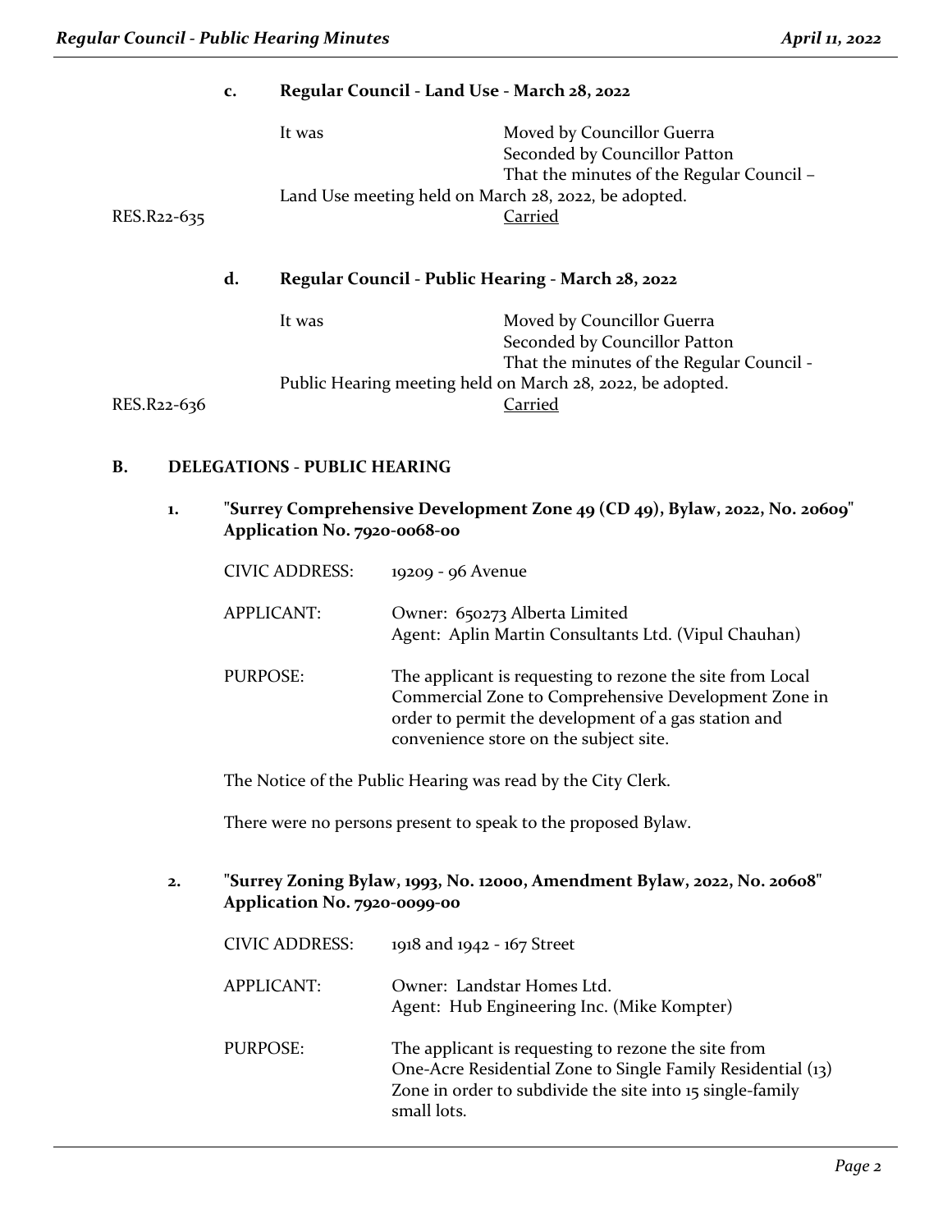**c. Regular Council - Land Use - March 28, 2022**

It was Moved by Councillor Guerra
Seconded by Councillor Patton
That the minutes of the Regular Council – Land Use meeting held on March 28, 2022, be adopted.

RES.R22-635 Carried

**d. Regular Council - Public Hearing - March 28, 2022**

It was Moved by Councillor Guerra
Seconded by Councillor Patton
That the minutes of the Regular Council - Public Hearing meeting held on March 28, 2022, be adopted.

RES.R22-636 Carried

## B. DELEGATIONS - PUBLIC HEARING

### 1. "Surrey Comprehensive Development Zone 49 (CD 49), Bylaw, 2022, No. 20609" Application No. 7920-0068-00

CIVIC ADDRESS: 19209 - 96 Avenue

APPLICANT: Owner: 650273 Alberta Limited
Agent: Aplin Martin Consultants Ltd. (Vipul Chauhan)

PURPOSE: The applicant is requesting to rezone the site from Local Commercial Zone to Comprehensive Development Zone in order to permit the development of a gas station and convenience store on the subject site.

The Notice of the Public Hearing was read by the City Clerk.

There were no persons present to speak to the proposed Bylaw.

### 2. "Surrey Zoning Bylaw, 1993, No. 12000, Amendment Bylaw, 2022, No. 20608" Application No. 7920-0099-00

CIVIC ADDRESS: 1918 and 1942 - 167 Street

APPLICANT: Owner: Landstar Homes Ltd.
Agent: Hub Engineering Inc. (Mike Kompter)

PURPOSE: The applicant is requesting to rezone the site from One-Acre Residential Zone to Single Family Residential (13) Zone in order to subdivide the site into 15 single-family small lots.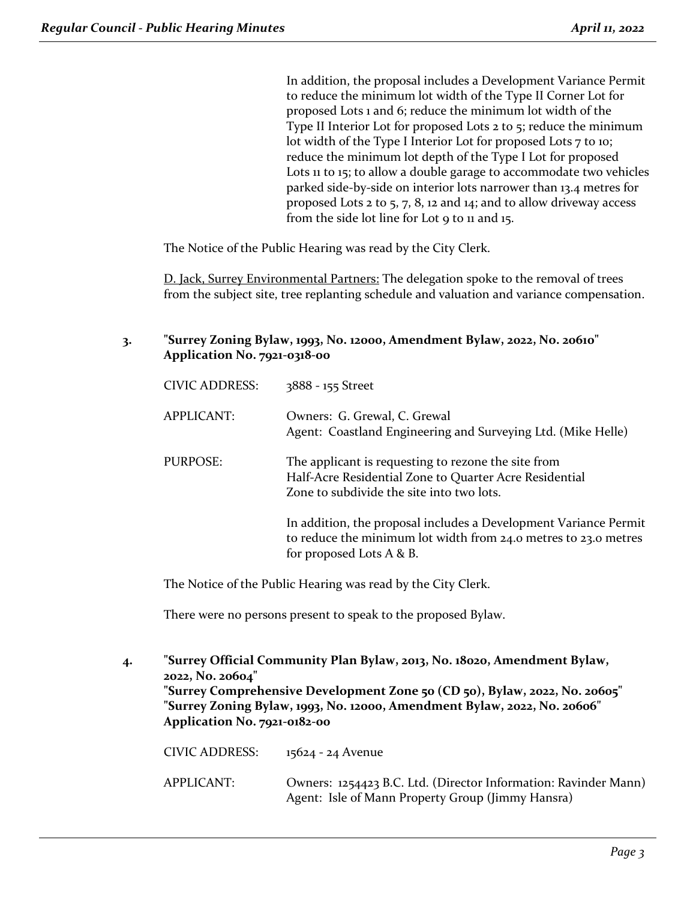In addition, the proposal includes a Development Variance Permit to reduce the minimum lot width of the Type II Corner Lot for proposed Lots 1 and 6; reduce the minimum lot width of the Type II Interior Lot for proposed Lots 2 to 5; reduce the minimum lot width of the Type I Interior Lot for proposed Lots 7 to 10; reduce the minimum lot depth of the Type I Lot for proposed Lots 11 to 15; to allow a double garage to accommodate two vehicles parked side-by-side on interior lots narrower than 13.4 metres for proposed Lots 2 to 5, 7, 8, 12 and 14; and to allow driveway access from the side lot line for Lot 9 to 11 and 15.

The Notice of the Public Hearing was read by the City Clerk.

D. Jack, Surrey Environmental Partners: The delegation spoke to the removal of trees from the subject site, tree replanting schedule and valuation and variance compensation.

**3. "Surrey Zoning Bylaw, 1993, No. 12000, Amendment Bylaw, 2022, No. 20610" Application No. 7921-0318-00**

CIVIC ADDRESS: 3888 - 155 Street

APPLICANT: Owners: G. Grewal, C. Grewal
Agent: Coastland Engineering and Surveying Ltd. (Mike Helle)

PURPOSE: The applicant is requesting to rezone the site from Half-Acre Residential Zone to Quarter Acre Residential Zone to subdivide the site into two lots.

In addition, the proposal includes a Development Variance Permit to reduce the minimum lot width from 24.0 metres to 23.0 metres for proposed Lots A & B.

The Notice of the Public Hearing was read by the City Clerk.

There were no persons present to speak to the proposed Bylaw.

**4. "Surrey Official Community Plan Bylaw, 2013, No. 18020, Amendment Bylaw, 2022, No. 20604"
"Surrey Comprehensive Development Zone 50 (CD 50), Bylaw, 2022, No. 20605"
"Surrey Zoning Bylaw, 1993, No. 12000, Amendment Bylaw, 2022, No. 20606"
Application No. 7921-0182-00**

CIVIC ADDRESS: 15624 - 24 Avenue

APPLICANT: Owners: 1254423 B.C. Ltd. (Director Information: Ravinder Mann)
Agent: Isle of Mann Property Group (Jimmy Hansra)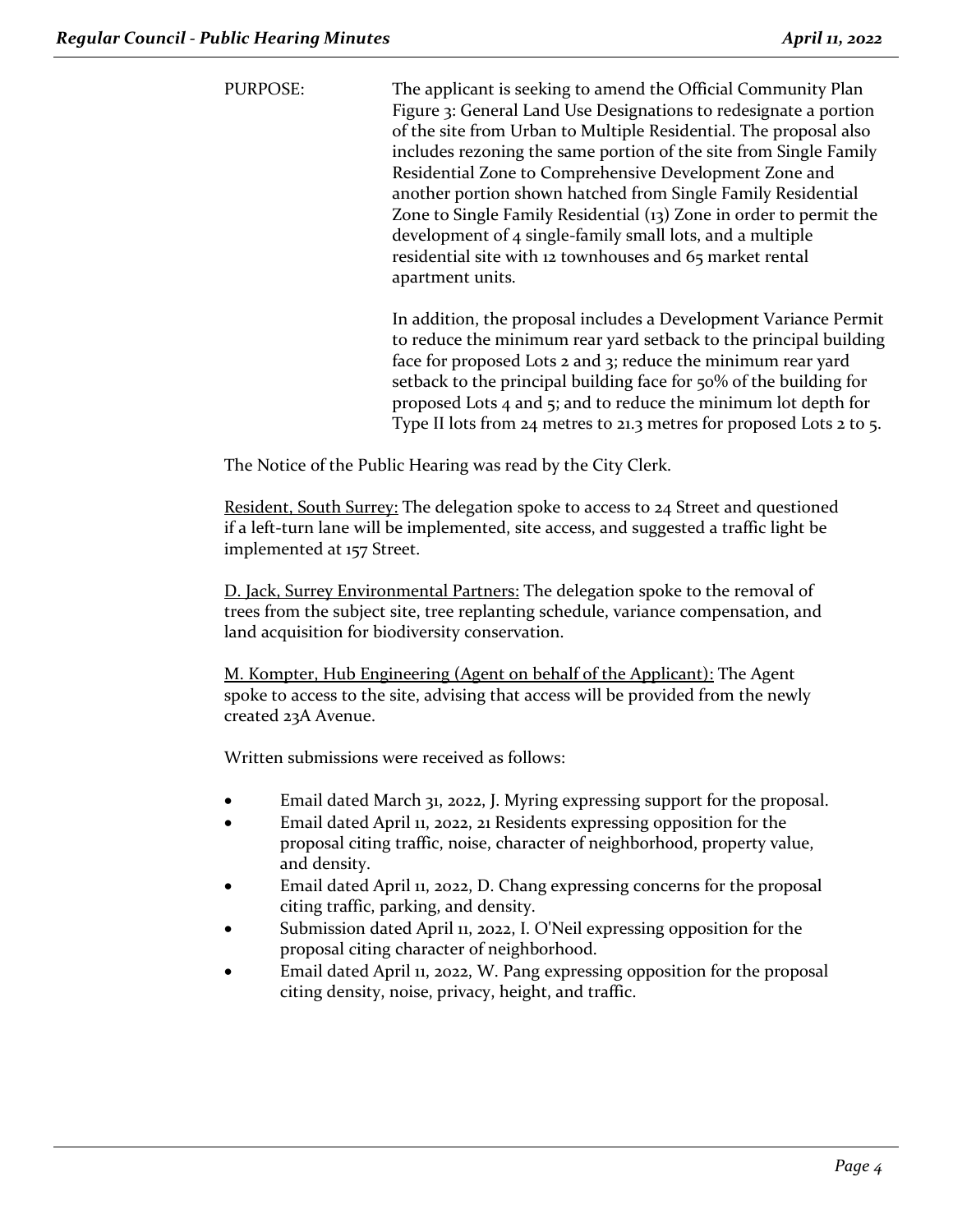PURPOSE: The applicant is seeking to amend the Official Community Plan Figure 3: General Land Use Designations to redesignate a portion of the site from Urban to Multiple Residential. The proposal also includes rezoning the same portion of the site from Single Family Residential Zone to Comprehensive Development Zone and another portion shown hatched from Single Family Residential Zone to Single Family Residential (13) Zone in order to permit the development of 4 single-family small lots, and a multiple residential site with 12 townhouses and 65 market rental apartment units.

In addition, the proposal includes a Development Variance Permit to reduce the minimum rear yard setback to the principal building face for proposed Lots 2 and 3; reduce the minimum rear yard setback to the principal building face for 50% of the building for proposed Lots 4 and 5; and to reduce the minimum lot depth for Type II lots from 24 metres to 21.3 metres for proposed Lots 2 to 5.

The Notice of the Public Hearing was read by the City Clerk.

Resident, South Surrey: The delegation spoke to access to 24 Street and questioned if a left-turn lane will be implemented, site access, and suggested a traffic light be implemented at 157 Street.

D. Jack, Surrey Environmental Partners: The delegation spoke to the removal of trees from the subject site, tree replanting schedule, variance compensation, and land acquisition for biodiversity conservation.

M. Kompter, Hub Engineering (Agent on behalf of the Applicant): The Agent spoke to access to the site, advising that access will be provided from the newly created 23A Avenue.

Written submissions were received as follows:

- Email dated March 31, 2022, J. Myring expressing support for the proposal.
- Email dated April 11, 2022, 21 Residents expressing opposition for the proposal citing traffic, noise, character of neighborhood, property value, and density.
- Email dated April 11, 2022, D. Chang expressing concerns for the proposal citing traffic, parking, and density.
- Submission dated April 11, 2022, I. O'Neil expressing opposition for the proposal citing character of neighborhood.
- Email dated April 11, 2022, W. Pang expressing opposition for the proposal citing density, noise, privacy, height, and traffic.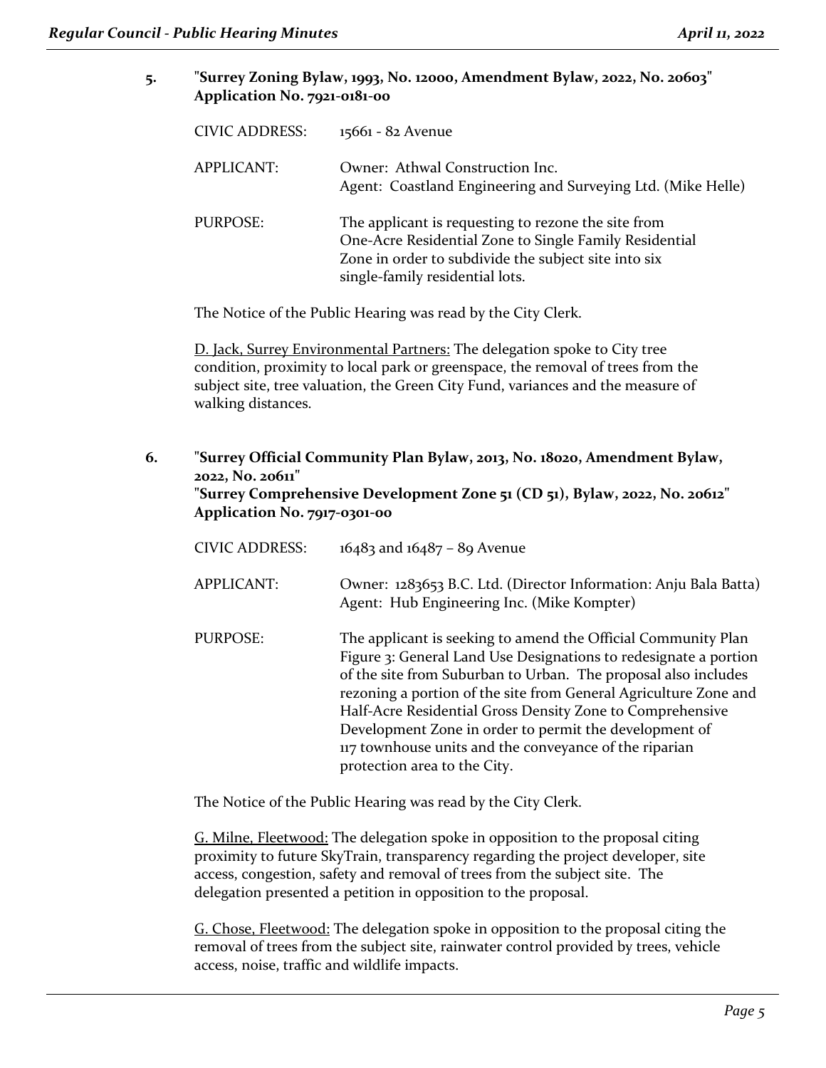**5. "Surrey Zoning Bylaw, 1993, No. 12000, Amendment Bylaw, 2022, No. 20603"
Application No. 7921-0181-00**

| | |
|---|---|
| CIVIC ADDRESS: | 15661 - 82 Avenue |
| APPLICANT: | Owner: Athwal Construction Inc.<br>Agent: Coastland Engineering and Surveying Ltd. (Mike Helle) |
| PURPOSE: | The applicant is requesting to rezone the site from One-Acre Residential Zone to Single Family Residential Zone in order to subdivide the subject site into six single-family residential lots. |

The Notice of the Public Hearing was read by the City Clerk.

D. Jack, Surrey Environmental Partners: The delegation spoke to City tree condition, proximity to local park or greenspace, the removal of trees from the subject site, tree valuation, the Green City Fund, variances and the measure of walking distances.

**6. "Surrey Official Community Plan Bylaw, 2013, No. 18020, Amendment Bylaw, 2022, No. 20611"
"Surrey Comprehensive Development Zone 51 (CD 51), Bylaw, 2022, No. 20612"
Application No. 7917-0301-00**

| | |
|---|---|
| CIVIC ADDRESS: | 16483 and 16487 – 89 Avenue |
| APPLICANT: | Owner: 1283653 B.C. Ltd. (Director Information: Anju Bala Batta)<br>Agent: Hub Engineering Inc. (Mike Kompter) |
| PURPOSE: | The applicant is seeking to amend the Official Community Plan Figure 3: General Land Use Designations to redesignate a portion of the site from Suburban to Urban. The proposal also includes rezoning a portion of the site from General Agriculture Zone and Half-Acre Residential Gross Density Zone to Comprehensive Development Zone in order to permit the development of 117 townhouse units and the conveyance of the riparian protection area to the City. |

The Notice of the Public Hearing was read by the City Clerk.

G. Milne, Fleetwood: The delegation spoke in opposition to the proposal citing proximity to future SkyTrain, transparency regarding the project developer, site access, congestion, safety and removal of trees from the subject site. The delegation presented a petition in opposition to the proposal.

G. Chose, Fleetwood: The delegation spoke in opposition to the proposal citing the removal of trees from the subject site, rainwater control provided by trees, vehicle access, noise, traffic and wildlife impacts.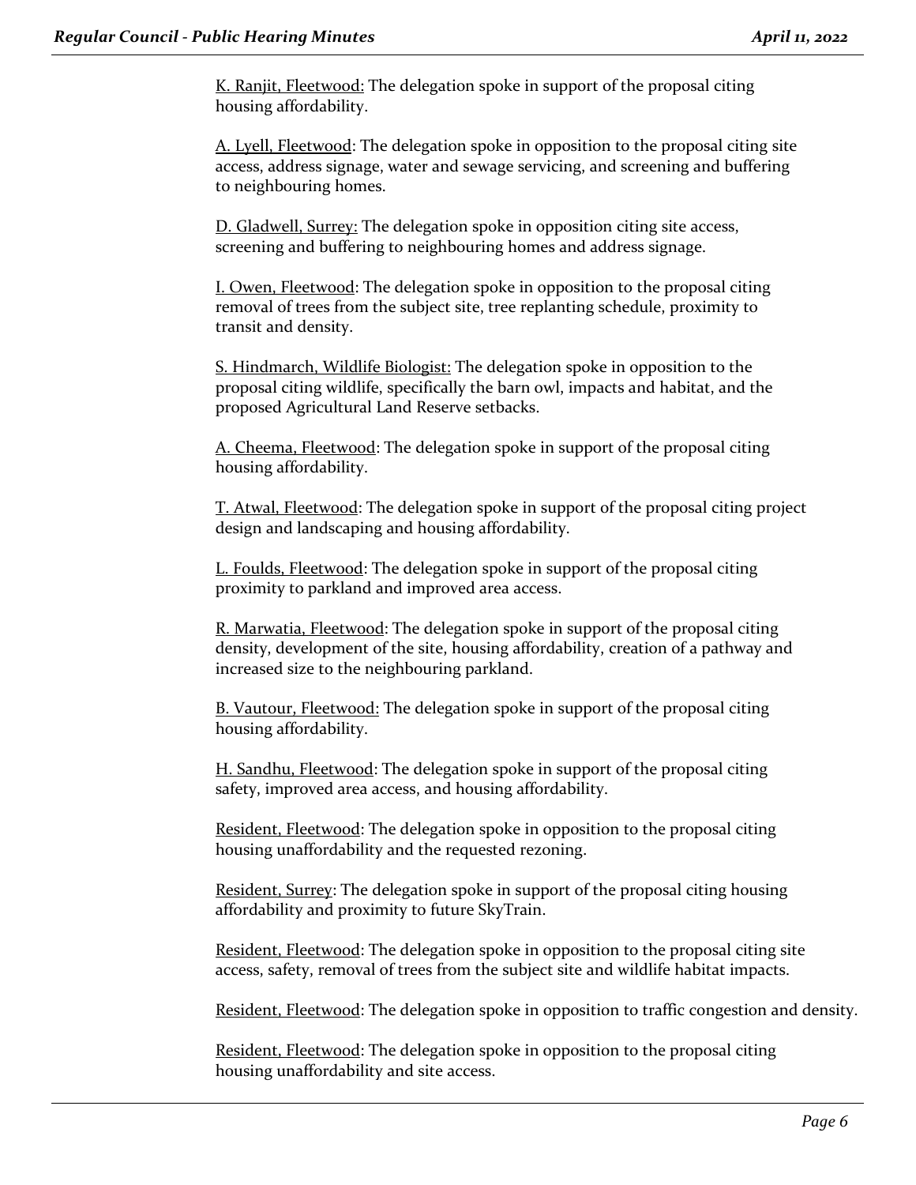<u>K. Ranjit, Fleetwood:</u> The delegation spoke in support of the proposal citing housing affordability.

<u>A. Lyell, Fleetwood</u>: The delegation spoke in opposition to the proposal citing site access, address signage, water and sewage servicing, and screening and buffering to neighbouring homes.

<u>D. Gladwell, Surrey:</u> The delegation spoke in opposition citing site access, screening and buffering to neighbouring homes and address signage.

<u>I. Owen, Fleetwood</u>: The delegation spoke in opposition to the proposal citing removal of trees from the subject site, tree replanting schedule, proximity to transit and density.

<u>S. Hindmarch, Wildlife Biologist:</u> The delegation spoke in opposition to the proposal citing wildlife, specifically the barn owl, impacts and habitat, and the proposed Agricultural Land Reserve setbacks.

<u>A. Cheema, Fleetwood</u>: The delegation spoke in support of the proposal citing housing affordability.

<u>T. Atwal, Fleetwood</u>: The delegation spoke in support of the proposal citing project design and landscaping and housing affordability.

<u>L. Foulds, Fleetwood</u>: The delegation spoke in support of the proposal citing proximity to parkland and improved area access.

<u>R. Marwatia, Fleetwood</u>: The delegation spoke in support of the proposal citing density, development of the site, housing affordability, creation of a pathway and increased size to the neighbouring parkland.

<u>B. Vautour, Fleetwood:</u> The delegation spoke in support of the proposal citing housing affordability.

<u>H. Sandhu, Fleetwood</u>: The delegation spoke in support of the proposal citing safety, improved area access, and housing affordability.

<u>Resident, Fleetwood</u>: The delegation spoke in opposition to the proposal citing housing unaffordability and the requested rezoning.

<u>Resident, Surrey</u>: The delegation spoke in support of the proposal citing housing affordability and proximity to future SkyTrain.

<u>Resident, Fleetwood</u>: The delegation spoke in opposition to the proposal citing site access, safety, removal of trees from the subject site and wildlife habitat impacts.

<u>Resident, Fleetwood</u>: The delegation spoke in opposition to traffic congestion and density.

<u>Resident, Fleetwood</u>: The delegation spoke in opposition to the proposal citing housing unaffordability and site access.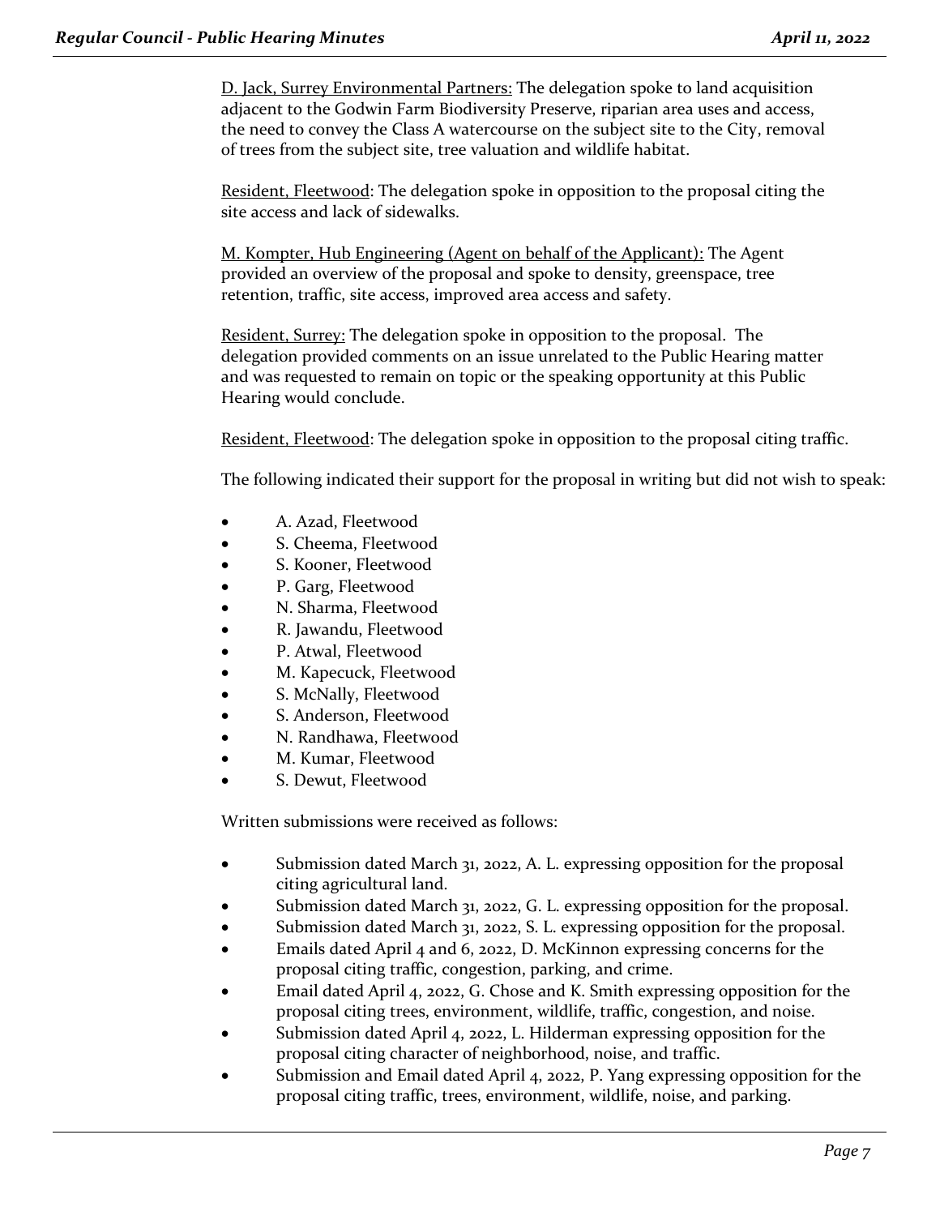D. Jack, Surrey Environmental Partners: The delegation spoke to land acquisition adjacent to the Godwin Farm Biodiversity Preserve, riparian area uses and access, the need to convey the Class A watercourse on the subject site to the City, removal of trees from the subject site, tree valuation and wildlife habitat.

Resident, Fleetwood: The delegation spoke in opposition to the proposal citing the site access and lack of sidewalks.

M. Kompter, Hub Engineering (Agent on behalf of the Applicant): The Agent provided an overview of the proposal and spoke to density, greenspace, tree retention, traffic, site access, improved area access and safety.

Resident, Surrey: The delegation spoke in opposition to the proposal. The delegation provided comments on an issue unrelated to the Public Hearing matter and was requested to remain on topic or the speaking opportunity at this Public Hearing would conclude.

Resident, Fleetwood: The delegation spoke in opposition to the proposal citing traffic.

The following indicated their support for the proposal in writing but did not wish to speak:

- A. Azad, Fleetwood
- S. Cheema, Fleetwood
- S. Kooner, Fleetwood
- P. Garg, Fleetwood
- N. Sharma, Fleetwood
- R. Jawandu, Fleetwood
- P. Atwal, Fleetwood
- M. Kapecuck, Fleetwood
- S. McNally, Fleetwood
- S. Anderson, Fleetwood
- N. Randhawa, Fleetwood
- M. Kumar, Fleetwood
- S. Dewut, Fleetwood

Written submissions were received as follows:

- Submission dated March 31, 2022, A. L. expressing opposition for the proposal citing agricultural land.
- Submission dated March 31, 2022, G. L. expressing opposition for the proposal.
- Submission dated March 31, 2022, S. L. expressing opposition for the proposal.
- Emails dated April 4 and 6, 2022, D. McKinnon expressing concerns for the proposal citing traffic, congestion, parking, and crime.
- Email dated April 4, 2022, G. Chose and K. Smith expressing opposition for the proposal citing trees, environment, wildlife, traffic, congestion, and noise.
- Submission dated April 4, 2022, L. Hilderman expressing opposition for the proposal citing character of neighborhood, noise, and traffic.
- Submission and Email dated April 4, 2022, P. Yang expressing opposition for the proposal citing traffic, trees, environment, wildlife, noise, and parking.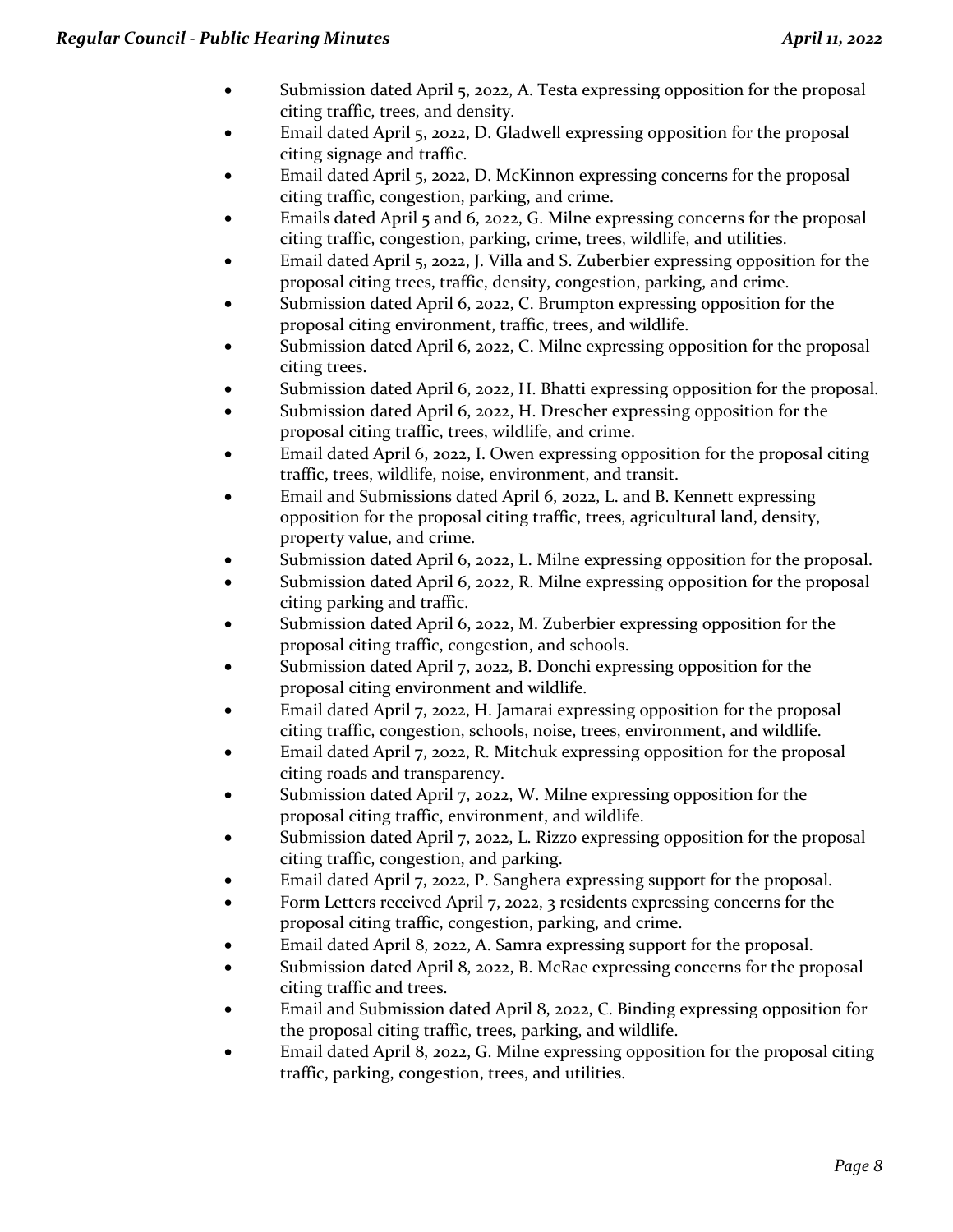- Submission dated April 5, 2022, A. Testa expressing opposition for the proposal citing traffic, trees, and density.
- Email dated April 5, 2022, D. Gladwell expressing opposition for the proposal citing signage and traffic.
- Email dated April 5, 2022, D. McKinnon expressing concerns for the proposal citing traffic, congestion, parking, and crime.
- Emails dated April 5 and 6, 2022, G. Milne expressing concerns for the proposal citing traffic, congestion, parking, crime, trees, wildlife, and utilities.
- Email dated April 5, 2022, J. Villa and S. Zuberbier expressing opposition for the proposal citing trees, traffic, density, congestion, parking, and crime.
- Submission dated April 6, 2022, C. Brumpton expressing opposition for the proposal citing environment, traffic, trees, and wildlife.
- Submission dated April 6, 2022, C. Milne expressing opposition for the proposal citing trees.
- Submission dated April 6, 2022, H. Bhatti expressing opposition for the proposal.
- Submission dated April 6, 2022, H. Drescher expressing opposition for the proposal citing traffic, trees, wildlife, and crime.
- Email dated April 6, 2022, I. Owen expressing opposition for the proposal citing traffic, trees, wildlife, noise, environment, and transit.
- Email and Submissions dated April 6, 2022, L. and B. Kennett expressing opposition for the proposal citing traffic, trees, agricultural land, density, property value, and crime.
- Submission dated April 6, 2022, L. Milne expressing opposition for the proposal.
- Submission dated April 6, 2022, R. Milne expressing opposition for the proposal citing parking and traffic.
- Submission dated April 6, 2022, M. Zuberbier expressing opposition for the proposal citing traffic, congestion, and schools.
- Submission dated April 7, 2022, B. Donchi expressing opposition for the proposal citing environment and wildlife.
- Email dated April 7, 2022, H. Jamarai expressing opposition for the proposal citing traffic, congestion, schools, noise, trees, environment, and wildlife.
- Email dated April 7, 2022, R. Mitchuk expressing opposition for the proposal citing roads and transparency.
- Submission dated April 7, 2022, W. Milne expressing opposition for the proposal citing traffic, environment, and wildlife.
- Submission dated April 7, 2022, L. Rizzo expressing opposition for the proposal citing traffic, congestion, and parking.
- Email dated April 7, 2022, P. Sanghera expressing support for the proposal.
- Form Letters received April 7, 2022, 3 residents expressing concerns for the proposal citing traffic, congestion, parking, and crime.
- Email dated April 8, 2022, A. Samra expressing support for the proposal.
- Submission dated April 8, 2022, B. McRae expressing concerns for the proposal citing traffic and trees.
- Email and Submission dated April 8, 2022, C. Binding expressing opposition for the proposal citing traffic, trees, parking, and wildlife.
- Email dated April 8, 2022, G. Milne expressing opposition for the proposal citing traffic, parking, congestion, trees, and utilities.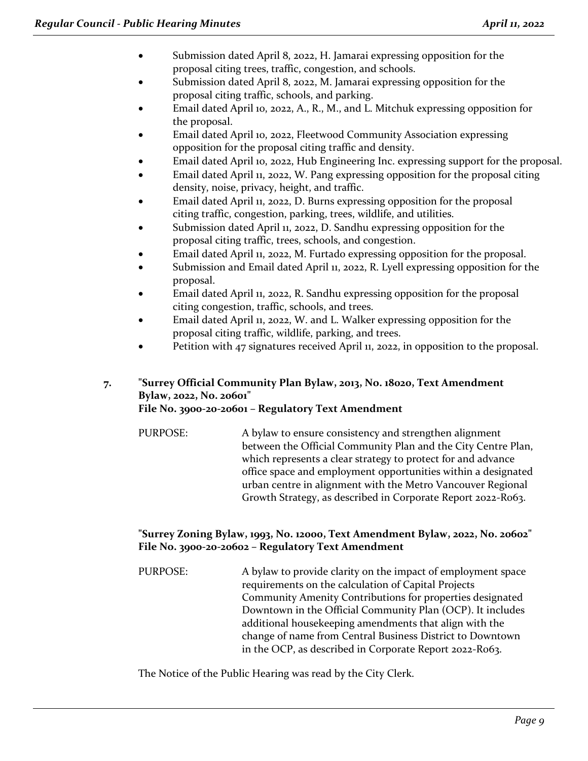- Submission dated April 8, 2022, H. Jamarai expressing opposition for the proposal citing trees, traffic, congestion, and schools.
- Submission dated April 8, 2022, M. Jamarai expressing opposition for the proposal citing traffic, schools, and parking.
- Email dated April 10, 2022, A., R., M., and L. Mitchuk expressing opposition for the proposal.
- Email dated April 10, 2022, Fleetwood Community Association expressing opposition for the proposal citing traffic and density.
- Email dated April 10, 2022, Hub Engineering Inc. expressing support for the proposal.
- Email dated April 11, 2022, W. Pang expressing opposition for the proposal citing density, noise, privacy, height, and traffic.
- Email dated April 11, 2022, D. Burns expressing opposition for the proposal citing traffic, congestion, parking, trees, wildlife, and utilities.
- Submission dated April 11, 2022, D. Sandhu expressing opposition for the proposal citing traffic, trees, schools, and congestion.
- Email dated April 11, 2022, M. Furtado expressing opposition for the proposal.
- Submission and Email dated April 11, 2022, R. Lyell expressing opposition for the proposal.
- Email dated April 11, 2022, R. Sandhu expressing opposition for the proposal citing congestion, traffic, schools, and trees.
- Email dated April 11, 2022, W. and L. Walker expressing opposition for the proposal citing traffic, wildlife, parking, and trees.
- Petition with 47 signatures received April 11, 2022, in opposition to the proposal.

**7. "Surrey Official Community Plan Bylaw, 2013, No. 18020, Text Amendment Bylaw, 2022, No. 20601"**
**File No. 3900-20-20601 – Regulatory Text Amendment**

PURPOSE: A bylaw to ensure consistency and strengthen alignment between the Official Community Plan and the City Centre Plan, which represents a clear strategy to protect for and advance office space and employment opportunities within a designated urban centre in alignment with the Metro Vancouver Regional Growth Strategy, as described in Corporate Report 2022-R063.

**"Surrey Zoning Bylaw, 1993, No. 12000, Text Amendment Bylaw, 2022, No. 20602"**
**File No. 3900-20-20602 – Regulatory Text Amendment**

PURPOSE: A bylaw to provide clarity on the impact of employment space requirements on the calculation of Capital Projects Community Amenity Contributions for properties designated Downtown in the Official Community Plan (OCP). It includes additional housekeeping amendments that align with the change of name from Central Business District to Downtown in the OCP, as described in Corporate Report 2022-R063.

The Notice of the Public Hearing was read by the City Clerk.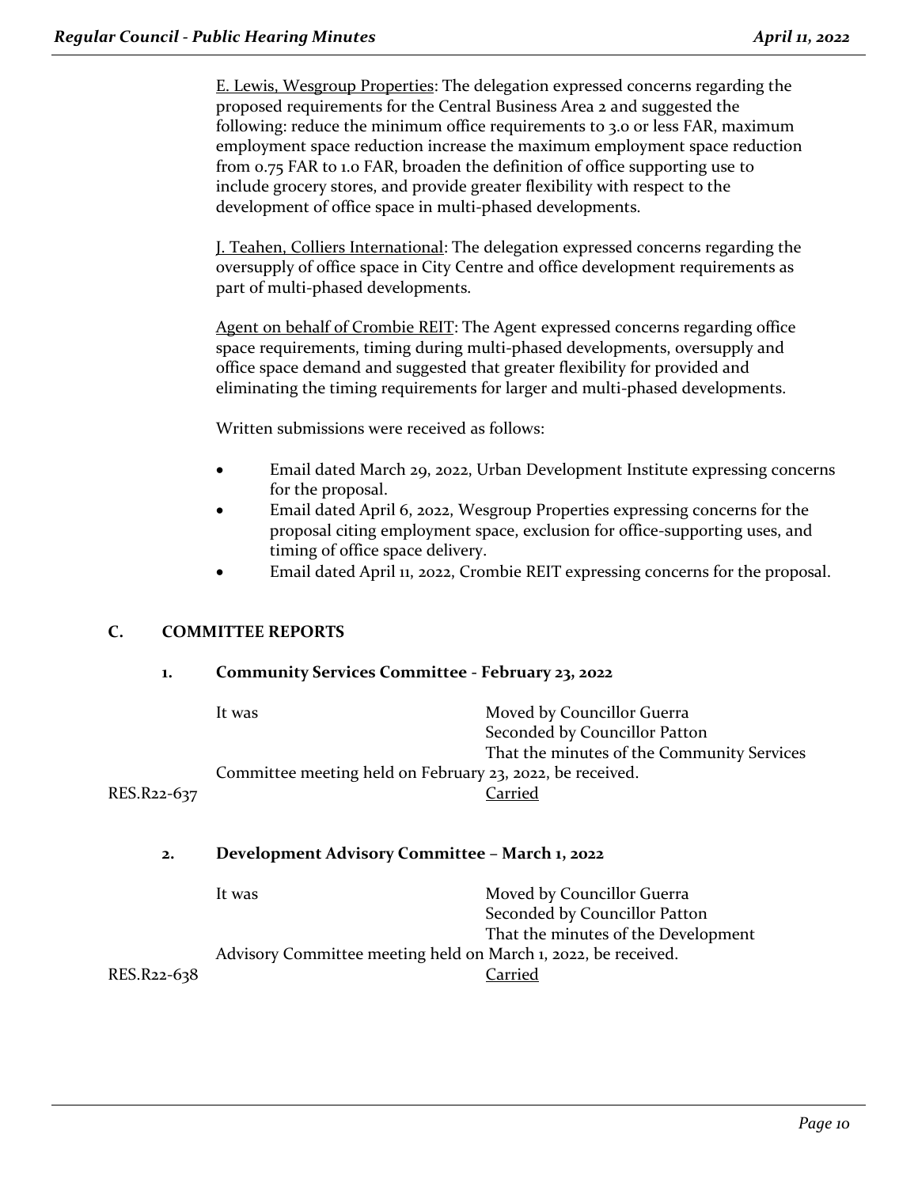E. Lewis, Wesgroup Properties: The delegation expressed concerns regarding the proposed requirements for the Central Business Area 2 and suggested the following: reduce the minimum office requirements to 3.0 or less FAR, maximum employment space reduction increase the maximum employment space reduction from 0.75 FAR to 1.0 FAR, broaden the definition of office supporting use to include grocery stores, and provide greater flexibility with respect to the development of office space in multi-phased developments.

J. Teahen, Colliers International: The delegation expressed concerns regarding the oversupply of office space in City Centre and office development requirements as part of multi-phased developments.

Agent on behalf of Crombie REIT: The Agent expressed concerns regarding office space requirements, timing during multi-phased developments, oversupply and office space demand and suggested that greater flexibility for provided and eliminating the timing requirements for larger and multi-phased developments.

Written submissions were received as follows:

- Email dated March 29, 2022, Urban Development Institute expressing concerns for the proposal.
- Email dated April 6, 2022, Wesgroup Properties expressing concerns for the proposal citing employment space, exclusion for office-supporting uses, and timing of office space delivery.
- Email dated April 11, 2022, Crombie REIT expressing concerns for the proposal.

## C. COMMITTEE REPORTS

### 1. Community Services Committee - February 23, 2022

It was
Moved by Councillor Guerra
Seconded by Councillor Patton
That the minutes of the Community Services Committee meeting held on February 23, 2022, be received.

RES.R22-637 Carried

### 2. Development Advisory Committee – March 1, 2022

It was
Moved by Councillor Guerra
Seconded by Councillor Patton
That the minutes of the Development Advisory Committee meeting held on March 1, 2022, be received.

RES.R22-638 Carried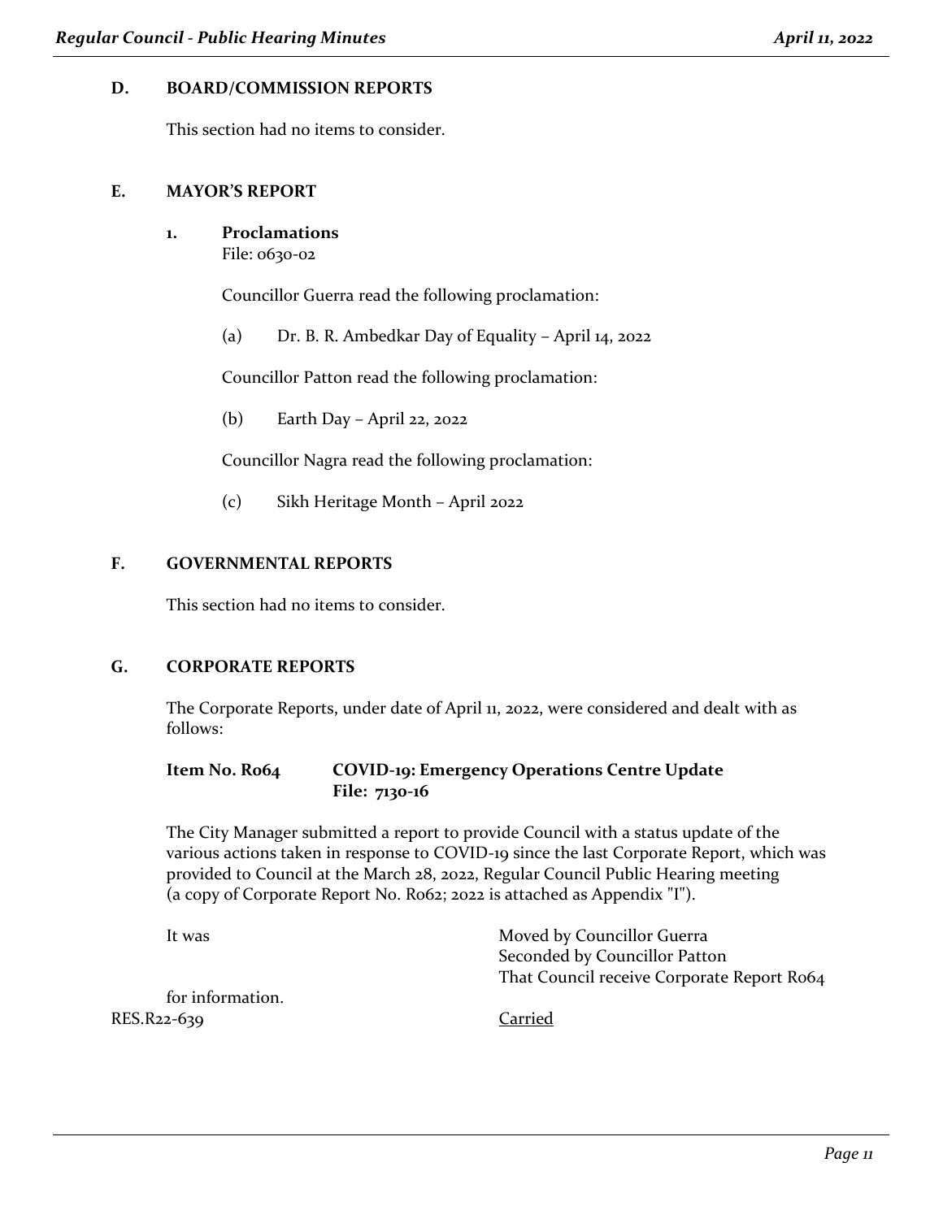## D. BOARD/COMMISSION REPORTS

This section had no items to consider.

## E. MAYOR'S REPORT

### 1. Proclamations

File: 0630-02

Councillor Guerra read the following proclamation:

(a) Dr. B. R. Ambedkar Day of Equality – April 14, 2022

Councillor Patton read the following proclamation:

(b) Earth Day – April 22, 2022

Councillor Nagra read the following proclamation:

(c) Sikh Heritage Month – April 2022

## F. GOVERNMENTAL REPORTS

This section had no items to consider.

## G. CORPORATE REPORTS

The Corporate Reports, under date of April 11, 2022, were considered and dealt with as follows:

**Item No. R064 COVID-19: Emergency Operations Centre Update**
**File: 7130-16**

The City Manager submitted a report to provide Council with a status update of the various actions taken in response to COVID-19 since the last Corporate Report, which was provided to Council at the March 28, 2022, Regular Council Public Hearing meeting (a copy of Corporate Report No. R062; 2022 is attached as Appendix "I").

It was Moved by Councillor Guerra
Seconded by Councillor Patton
That Council receive Corporate Report R064 for information.

RES.R22-639 Carried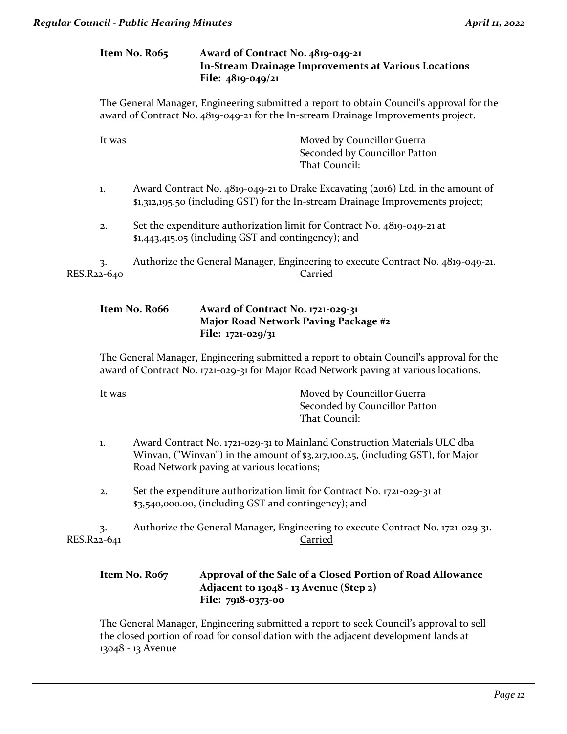**Item No. R065 Award of Contract No. 4819-049-21**
**In-Stream Drainage Improvements at Various Locations**
**File: 4819-049/21**

The General Manager, Engineering submitted a report to obtain Council's approval for the award of Contract No. 4819-049-21 for the In-stream Drainage Improvements project.

It was

Moved by Councillor Guerra
Seconded by Councillor Patton
That Council:

1. Award Contract No. 4819-049-21 to Drake Excavating (2016) Ltd. in the amount of $1,312,195.50 (including GST) for the In-stream Drainage Improvements project;

2. Set the expenditure authorization limit for Contract No. 4819-049-21 at $1,443,415.05 (including GST and contingency); and

3. Authorize the General Manager, Engineering to execute Contract No. 4819-049-21.

RES.R22-640 Carried

**Item No. R066 Award of Contract No. 1721-029-31**
**Major Road Network Paving Package #2**
**File: 1721-029/31**

The General Manager, Engineering submitted a report to obtain Council's approval for the award of Contract No. 1721-029-31 for Major Road Network paving at various locations.

It was

Moved by Councillor Guerra
Seconded by Councillor Patton
That Council:

1. Award Contract No. 1721-029-31 to Mainland Construction Materials ULC dba Winvan, ("Winvan") in the amount of $3,217,100.25, (including GST), for Major Road Network paving at various locations;

2. Set the expenditure authorization limit for Contract No. 1721-029-31 at $3,540,000.00, (including GST and contingency); and

3. Authorize the General Manager, Engineering to execute Contract No. 1721-029-31.

RES.R22-641 Carried

**Item No. R067 Approval of the Sale of a Closed Portion of Road Allowance Adjacent to 13048 - 13 Avenue (Step 2)**
**File: 7918-0373-00**

The General Manager, Engineering submitted a report to seek Council's approval to sell the closed portion of road for consolidation with the adjacent development lands at 13048 - 13 Avenue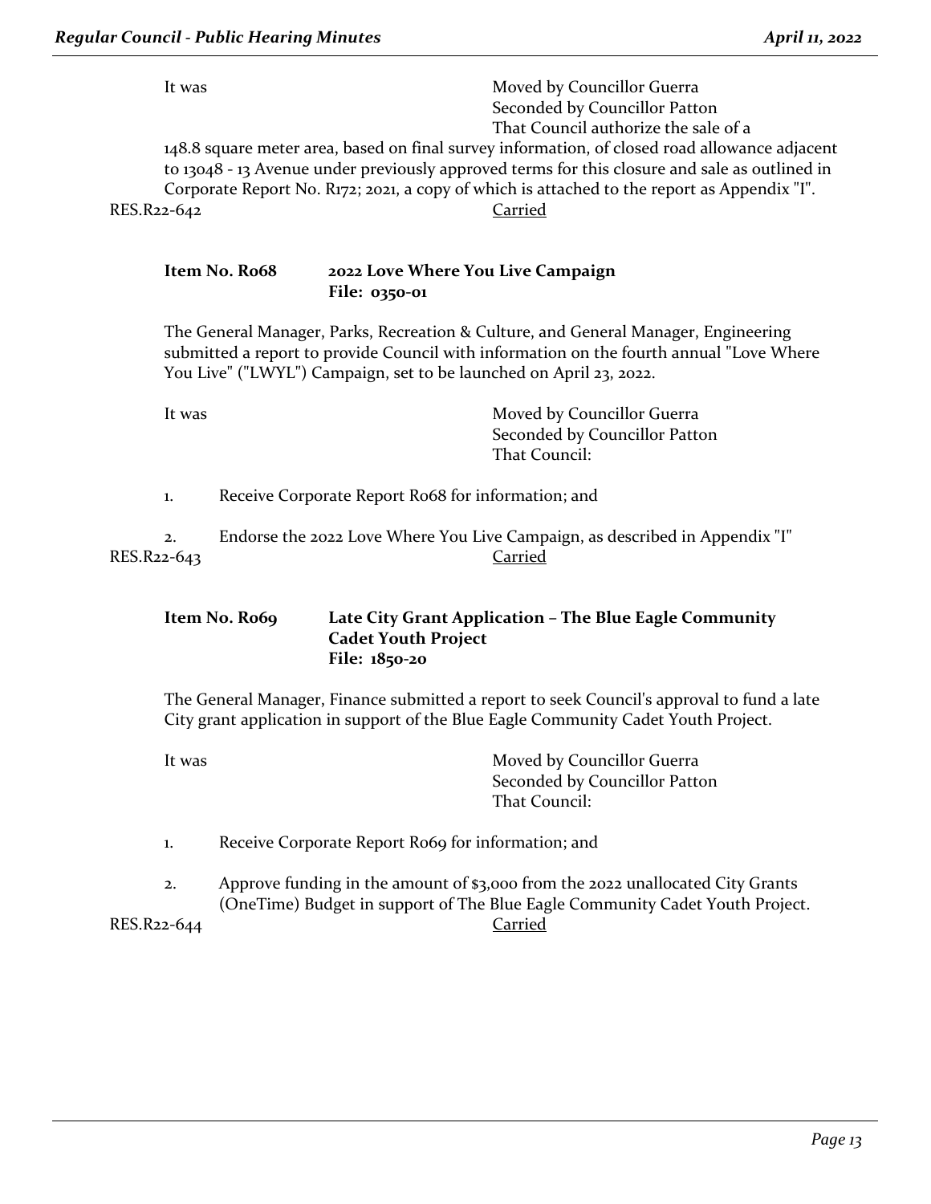It was Moved by Councillor Guerra
Seconded by Councillor Patton
That Council authorize the sale of a 148.8 square meter area, based on final survey information, of closed road allowance adjacent to 13048 - 13 Avenue under previously approved terms for this closure and sale as outlined in Corporate Report No. R172; 2021, a copy of which is attached to the report as Appendix "I".

RES.R22-642 Carried

**Item No. R068 2022 Love Where You Live Campaign**
**File: 0350-01**

The General Manager, Parks, Recreation & Culture, and General Manager, Engineering submitted a report to provide Council with information on the fourth annual "Love Where You Live" ("LWYL") Campaign, set to be launched on April 23, 2022.

It was Moved by Councillor Guerra
Seconded by Councillor Patton
That Council:

1. Receive Corporate Report R068 for information; and
2. Endorse the 2022 Love Where You Live Campaign, as described in Appendix "I"

RES.R22-643 Carried

**Item No. R069 Late City Grant Application – The Blue Eagle Community Cadet Youth Project**
**File: 1850-20**

The General Manager, Finance submitted a report to seek Council's approval to fund a late City grant application in support of the Blue Eagle Community Cadet Youth Project.

It was Moved by Councillor Guerra
Seconded by Councillor Patton
That Council:

1. Receive Corporate Report R069 for information; and
2. Approve funding in the amount of $3,000 from the 2022 unallocated City Grants (OneTime) Budget in support of The Blue Eagle Community Cadet Youth Project.

RES.R22-644 Carried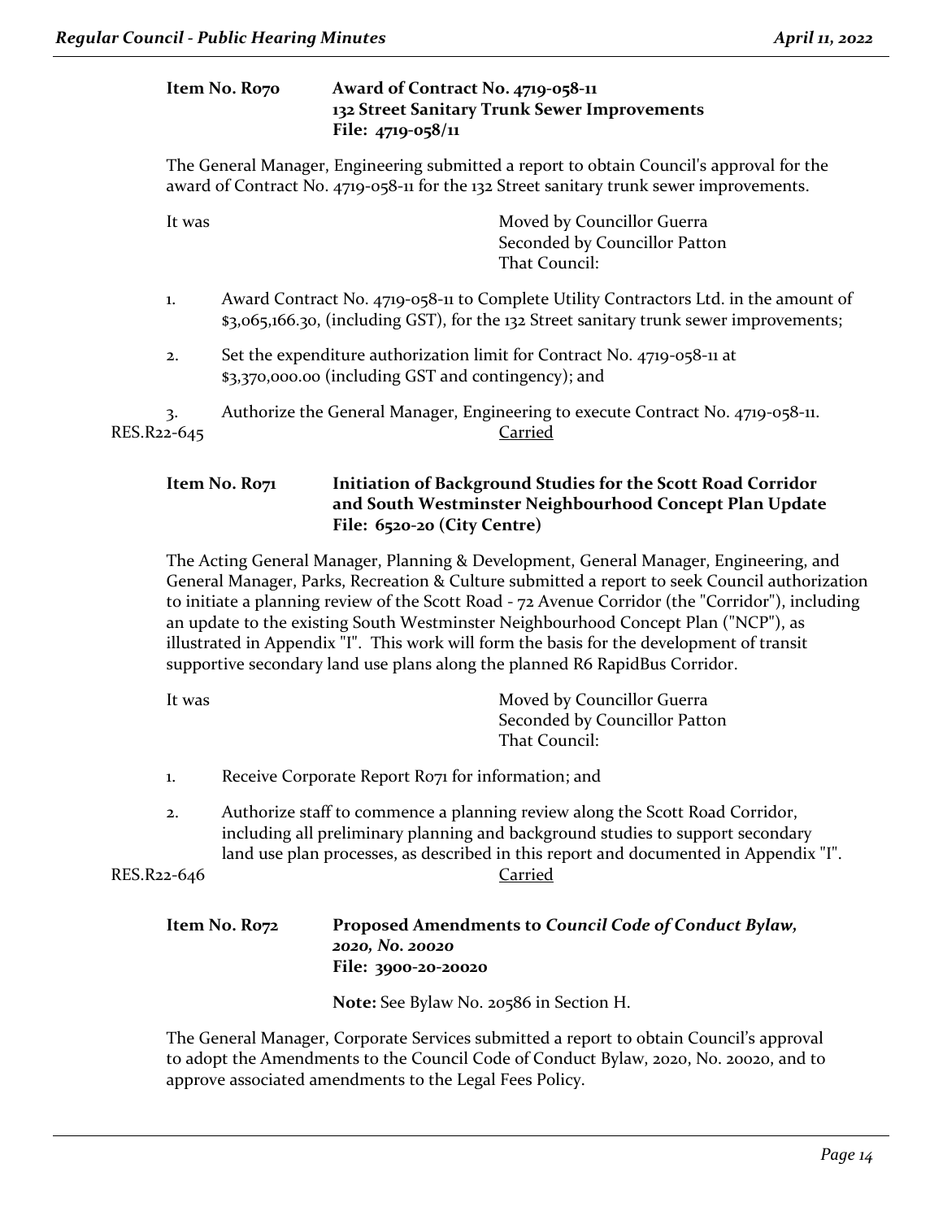**Item No. R070 Award of Contract No. 4719-058-11**
**132 Street Sanitary Trunk Sewer Improvements**
**File: 4719-058/11**

The General Manager, Engineering submitted a report to obtain Council's approval for the award of Contract No. 4719-058-11 for the 132 Street sanitary trunk sewer improvements.

It was Moved by Councillor Guerra
Seconded by Councillor Patton
That Council:

1. Award Contract No. 4719-058-11 to Complete Utility Contractors Ltd. in the amount of $3,065,166.30, (including GST), for the 132 Street sanitary trunk sewer improvements;

2. Set the expenditure authorization limit for Contract No. 4719-058-11 at $3,370,000.00 (including GST and contingency); and

3. Authorize the General Manager, Engineering to execute Contract No. 4719-058-11.

RES.R22-645 Carried

**Item No. R071 Initiation of Background Studies for the Scott Road Corridor and South Westminster Neighbourhood Concept Plan Update**
**File: 6520-20 (City Centre)**

The Acting General Manager, Planning & Development, General Manager, Engineering, and General Manager, Parks, Recreation & Culture submitted a report to seek Council authorization to initiate a planning review of the Scott Road - 72 Avenue Corridor (the "Corridor"), including an update to the existing South Westminster Neighbourhood Concept Plan ("NCP"), as illustrated in Appendix "I". This work will form the basis for the development of transit supportive secondary land use plans along the planned R6 RapidBus Corridor.

It was Moved by Councillor Guerra
Seconded by Councillor Patton
That Council:

1. Receive Corporate Report R071 for information; and

2. Authorize staff to commence a planning review along the Scott Road Corridor, including all preliminary planning and background studies to support secondary land use plan processes, as described in this report and documented in Appendix "I".

RES.R22-646 Carried

**Item No. R072 Proposed Amendments to *Council Code of Conduct Bylaw, 2020, No. 20020***
**File: 3900-20-20020**

**Note:** See Bylaw No. 20586 in Section H.

The General Manager, Corporate Services submitted a report to obtain Council's approval to adopt the Amendments to the Council Code of Conduct Bylaw, 2020, No. 20020, and to approve associated amendments to the Legal Fees Policy.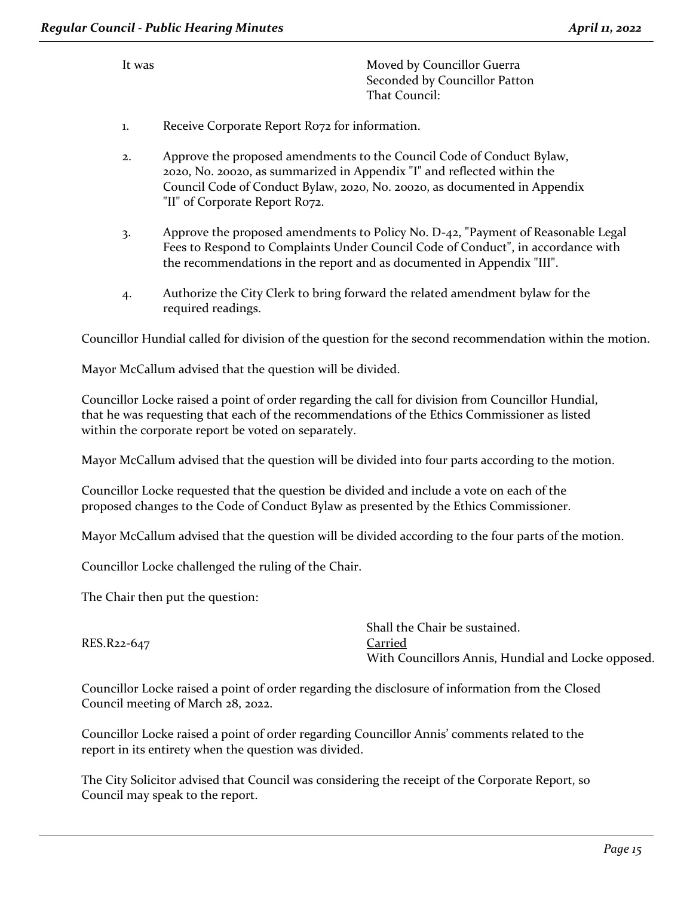It was Moved by Councillor Guerra
Seconded by Councillor Patton
That Council:

1. Receive Corporate Report R072 for information.

2. Approve the proposed amendments to the Council Code of Conduct Bylaw, 2020, No. 20020, as summarized in Appendix "I" and reflected within the Council Code of Conduct Bylaw, 2020, No. 20020, as documented in Appendix "II" of Corporate Report R072.

3. Approve the proposed amendments to Policy No. D-42, "Payment of Reasonable Legal Fees to Respond to Complaints Under Council Code of Conduct", in accordance with the recommendations in the report and as documented in Appendix "III".

4. Authorize the City Clerk to bring forward the related amendment bylaw for the required readings.

Councillor Hundial called for division of the question for the second recommendation within the motion.

Mayor McCallum advised that the question will be divided.

Councillor Locke raised a point of order regarding the call for division from Councillor Hundial, that he was requesting that each of the recommendations of the Ethics Commissioner as listed within the corporate report be voted on separately.

Mayor McCallum advised that the question will be divided into four parts according to the motion.

Councillor Locke requested that the question be divided and include a vote on each of the proposed changes to the Code of Conduct Bylaw as presented by the Ethics Commissioner.

Mayor McCallum advised that the question will be divided according to the four parts of the motion.

Councillor Locke challenged the ruling of the Chair.

The Chair then put the question:

Shall the Chair be sustained.

RES.R22-647 Carried
With Councillors Annis, Hundial and Locke opposed.

Councillor Locke raised a point of order regarding the disclosure of information from the Closed Council meeting of March 28, 2022.

Councillor Locke raised a point of order regarding Councillor Annis' comments related to the report in its entirety when the question was divided.

The City Solicitor advised that Council was considering the receipt of the Corporate Report, so Council may speak to the report.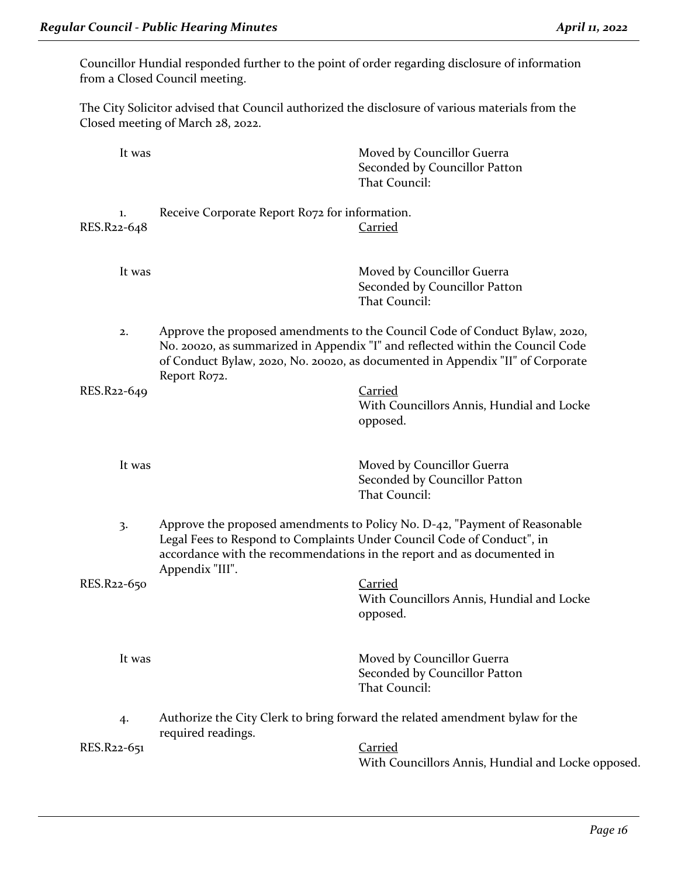Councillor Hundial responded further to the point of order regarding disclosure of information from a Closed Council meeting.

The City Solicitor advised that Council authorized the disclosure of various materials from the Closed meeting of March 28, 2022.

It was

Moved by Councillor Guerra
Seconded by Councillor Patton
That Council:

1. Receive Corporate Report R072 for information.

RES.R22-648

<u>Carried</u>

It was

Moved by Councillor Guerra
Seconded by Councillor Patton
That Council:

2. Approve the proposed amendments to the Council Code of Conduct Bylaw, 2020, No. 20020, as summarized in Appendix "I" and reflected within the Council Code of Conduct Bylaw, 2020, No. 20020, as documented in Appendix "II" of Corporate Report R072.

RES.R22-649

<u>Carried</u>
With Councillors Annis, Hundial and Locke opposed.

It was

Moved by Councillor Guerra
Seconded by Councillor Patton
That Council:

3. Approve the proposed amendments to Policy No. D-42, "Payment of Reasonable Legal Fees to Respond to Complaints Under Council Code of Conduct", in accordance with the recommendations in the report and as documented in Appendix "III".

RES.R22-650

<u>Carried</u>
With Councillors Annis, Hundial and Locke opposed.

It was

Moved by Councillor Guerra
Seconded by Councillor Patton
That Council:

4. Authorize the City Clerk to bring forward the related amendment bylaw for the required readings.

RES.R22-651

<u>Carried</u>
With Councillors Annis, Hundial and Locke opposed.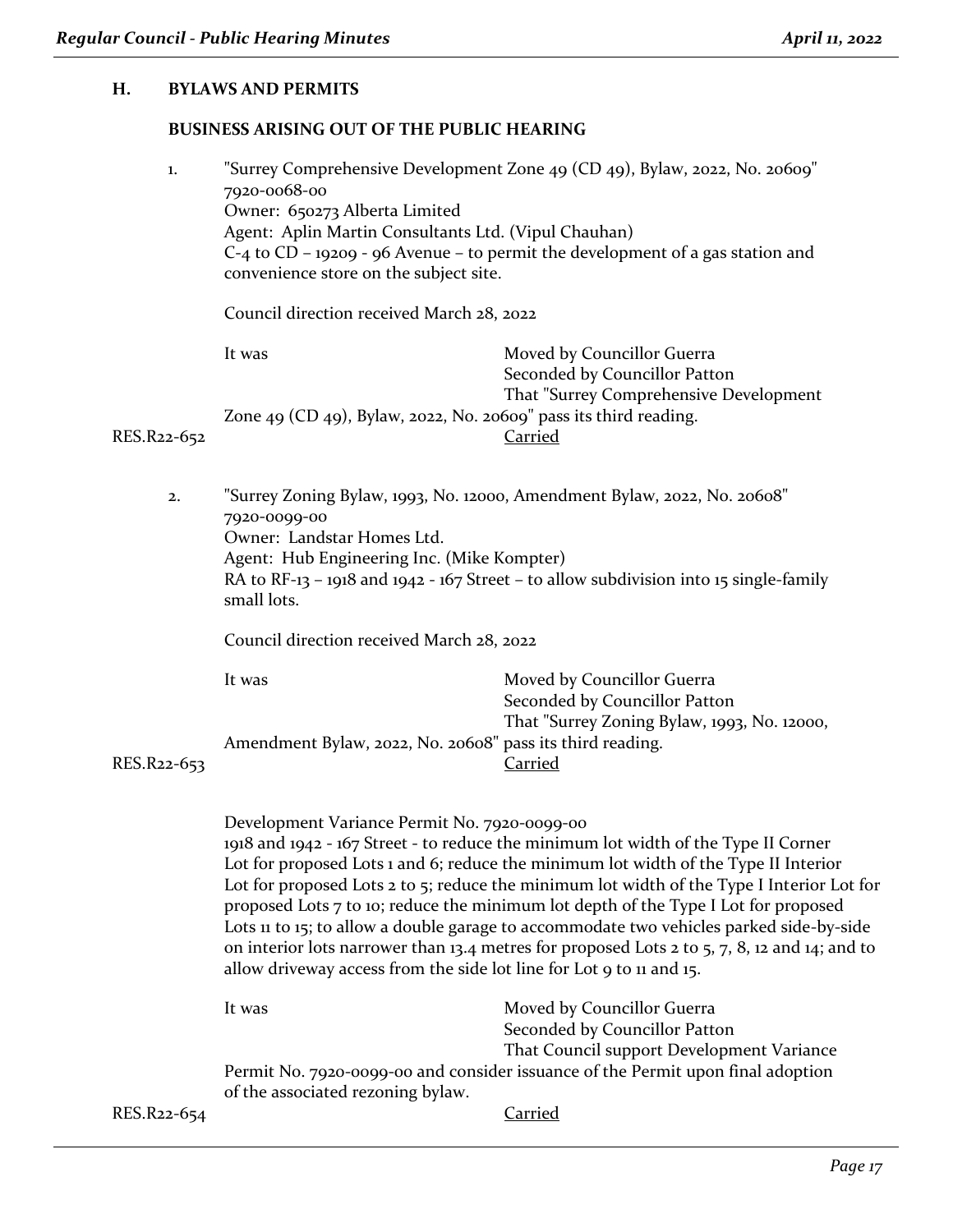## H. BYLAWS AND PERMITS

### BUSINESS ARISING OUT OF THE PUBLIC HEARING

1. "Surrey Comprehensive Development Zone 49 (CD 49), Bylaw, 2022, No. 20609"
   7920-0068-00
   Owner: 650273 Alberta Limited
   Agent: Aplin Martin Consultants Ltd. (Vipul Chauhan)
   C-4 to CD – 19209 - 96 Avenue – to permit the development of a gas station and convenience store on the subject site.

   Council direction received March 28, 2022

   It was Moved by Councillor Guerra
   Seconded by Councillor Patton
   That "Surrey Comprehensive Development Zone 49 (CD 49), Bylaw, 2022, No. 20609" pass its third reading.

   RES.R22-652 Carried

2. "Surrey Zoning Bylaw, 1993, No. 12000, Amendment Bylaw, 2022, No. 20608"
   7920-0099-00
   Owner: Landstar Homes Ltd.
   Agent: Hub Engineering Inc. (Mike Kompter)
   RA to RF-13 – 1918 and 1942 - 167 Street – to allow subdivision into 15 single-family small lots.

   Council direction received March 28, 2022

   It was Moved by Councillor Guerra
   Seconded by Councillor Patton
   That "Surrey Zoning Bylaw, 1993, No. 12000, Amendment Bylaw, 2022, No. 20608" pass its third reading.

   RES.R22-653 Carried

   Development Variance Permit No. 7920-0099-00
   1918 and 1942 - 167 Street - to reduce the minimum lot width of the Type II Corner Lot for proposed Lots 1 and 6; reduce the minimum lot width of the Type II Interior Lot for proposed Lots 2 to 5; reduce the minimum lot width of the Type I Interior Lot for proposed Lots 7 to 10; reduce the minimum lot depth of the Type I Lot for proposed Lots 11 to 15; to allow a double garage to accommodate two vehicles parked side-by-side on interior lots narrower than 13.4 metres for proposed Lots 2 to 5, 7, 8, 12 and 14; and to allow driveway access from the side lot line for Lot 9 to 11 and 15.

   It was Moved by Councillor Guerra
   Seconded by Councillor Patton
   That Council support Development Variance Permit No. 7920-0099-00 and consider issuance of the Permit upon final adoption of the associated rezoning bylaw.

   RES.R22-654 Carried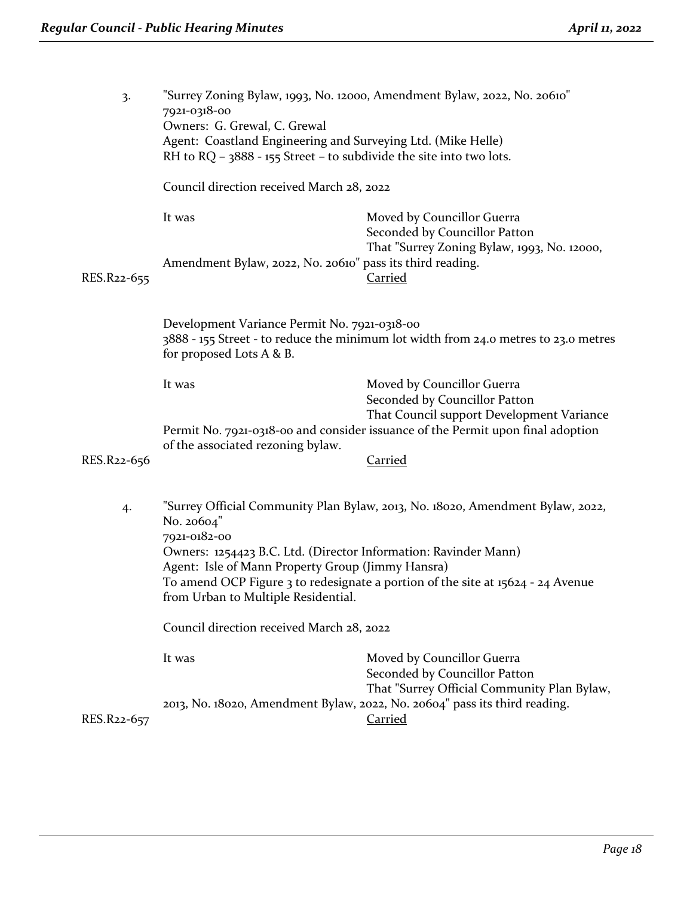3. "Surrey Zoning Bylaw, 1993, No. 12000, Amendment Bylaw, 2022, No. 20610"
   7921-0318-00
   Owners: G. Grewal, C. Grewal
   Agent: Coastland Engineering and Surveying Ltd. (Mike Helle)
   RH to RQ – 3888 - 155 Street – to subdivide the site into two lots.

   Council direction received March 28, 2022

   It was Moved by Councillor Guerra
   Seconded by Councillor Patton
   That "Surrey Zoning Bylaw, 1993, No. 12000, Amendment Bylaw, 2022, No. 20610" pass its third reading.

RES.R22-655 Carried

Development Variance Permit No. 7921-0318-00
3888 - 155 Street - to reduce the minimum lot width from 24.0 metres to 23.0 metres for proposed Lots A & B.

It was Moved by Councillor Guerra
Seconded by Councillor Patton
That Council support Development Variance Permit No. 7921-0318-00 and consider issuance of the Permit upon final adoption of the associated rezoning bylaw.

RES.R22-656 Carried

4. "Surrey Official Community Plan Bylaw, 2013, No. 18020, Amendment Bylaw, 2022, No. 20604"
   7921-0182-00
   Owners: 1254423 B.C. Ltd. (Director Information: Ravinder Mann)
   Agent: Isle of Mann Property Group (Jimmy Hansra)
   To amend OCP Figure 3 to redesignate a portion of the site at 15624 - 24 Avenue from Urban to Multiple Residential.

   Council direction received March 28, 2022

   It was Moved by Councillor Guerra
   Seconded by Councillor Patton
   That "Surrey Official Community Plan Bylaw, 2013, No. 18020, Amendment Bylaw, 2022, No. 20604" pass its third reading.

RES.R22-657 Carried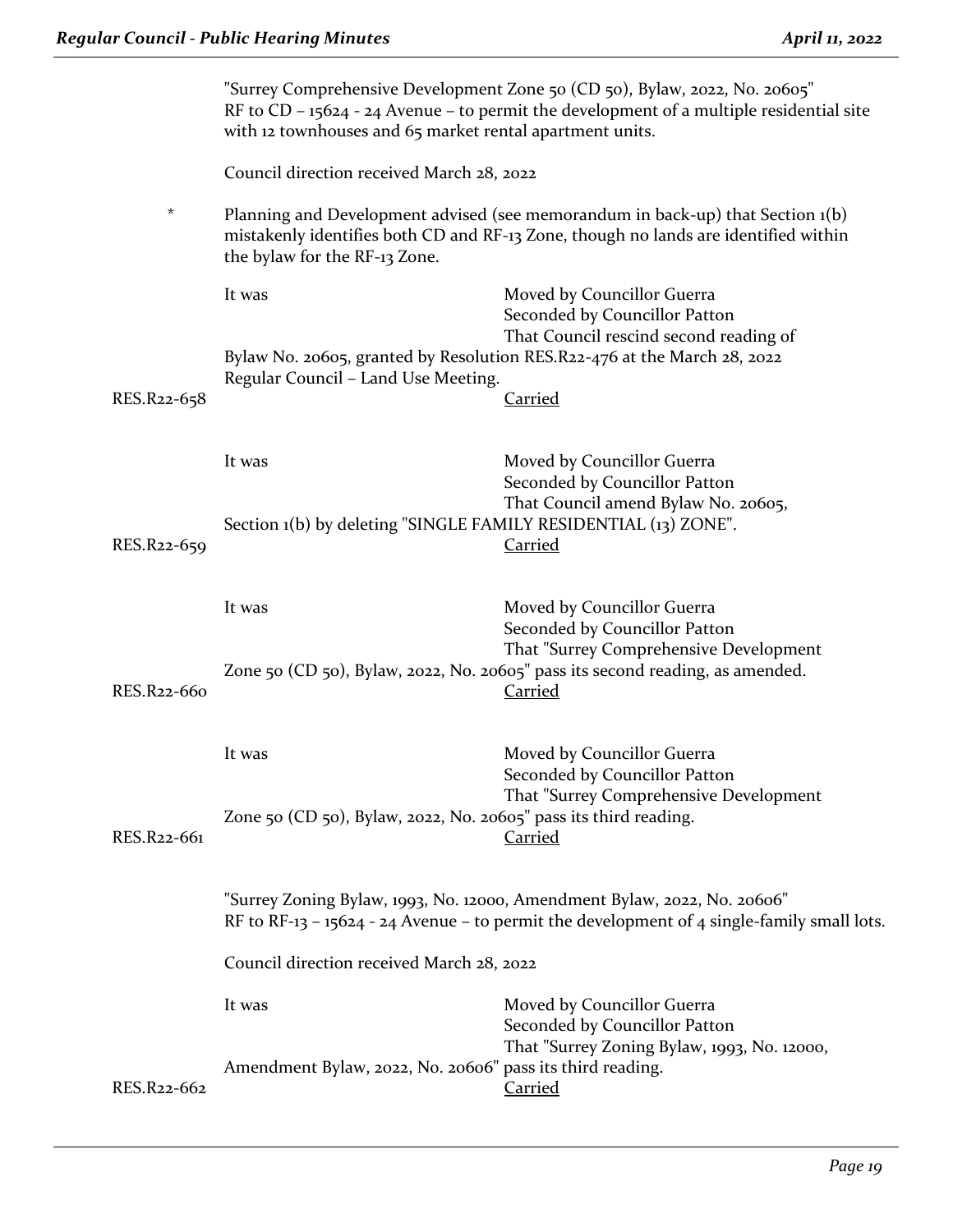"Surrey Comprehensive Development Zone 50 (CD 50), Bylaw, 2022, No. 20605"
RF to CD – 15624 - 24 Avenue – to permit the development of a multiple residential site with 12 townhouses and 65 market rental apartment units.

Council direction received March 28, 2022

\* Planning and Development advised (see memorandum in back-up) that Section 1(b) mistakenly identifies both CD and RF-13 Zone, though no lands are identified within the bylaw for the RF-13 Zone.

It was Moved by Councillor Guerra
Seconded by Councillor Patton
That Council rescind second reading of Bylaw No. 20605, granted by Resolution RES.R22-476 at the March 28, 2022 Regular Council – Land Use Meeting.

RES.R22-658 Carried

It was Moved by Councillor Guerra
Seconded by Councillor Patton
That Council amend Bylaw No. 20605, Section 1(b) by deleting "SINGLE FAMILY RESIDENTIAL (13) ZONE".

RES.R22-659 Carried

It was Moved by Councillor Guerra
Seconded by Councillor Patton
That "Surrey Comprehensive Development Zone 50 (CD 50), Bylaw, 2022, No. 20605" pass its second reading, as amended.

RES.R22-660 Carried

It was Moved by Councillor Guerra
Seconded by Councillor Patton
That "Surrey Comprehensive Development Zone 50 (CD 50), Bylaw, 2022, No. 20605" pass its third reading.

RES.R22-661 Carried

"Surrey Zoning Bylaw, 1993, No. 12000, Amendment Bylaw, 2022, No. 20606"
RF to RF-13 – 15624 - 24 Avenue – to permit the development of 4 single-family small lots.

Council direction received March 28, 2022

It was Moved by Councillor Guerra
Seconded by Councillor Patton
That "Surrey Zoning Bylaw, 1993, No. 12000, Amendment Bylaw, 2022, No. 20606" pass its third reading.

RES.R22-662 Carried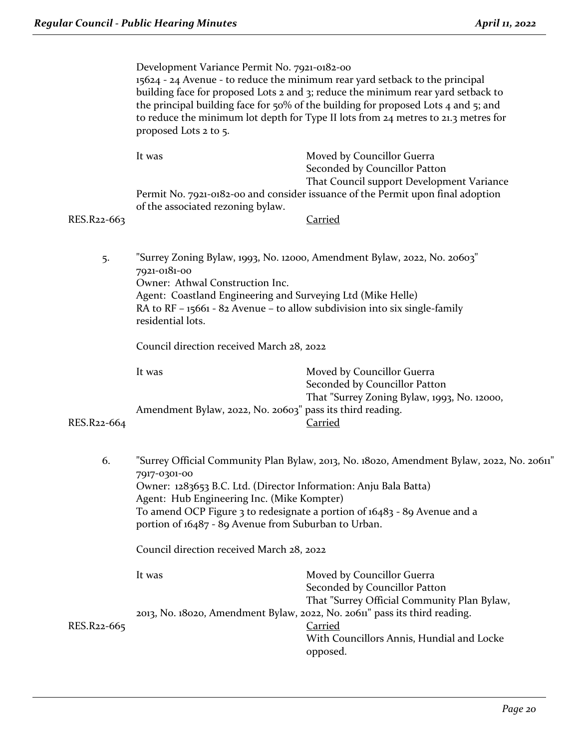Development Variance Permit No. 7921-0182-00
15624 - 24 Avenue - to reduce the minimum rear yard setback to the principal building face for proposed Lots 2 and 3; reduce the minimum rear yard setback to the principal building face for 50% of the building for proposed Lots 4 and 5; and to reduce the minimum lot depth for Type II lots from 24 metres to 21.3 metres for proposed Lots 2 to 5.

It was Moved by Councillor Guerra
Seconded by Councillor Patton
That Council support Development Variance Permit No. 7921-0182-00 and consider issuance of the Permit upon final adoption of the associated rezoning bylaw.

RES.R22-663 Carried

5. "Surrey Zoning Bylaw, 1993, No. 12000, Amendment Bylaw, 2022, No. 20603"
7921-0181-00
Owner: Athwal Construction Inc.
Agent: Coastland Engineering and Surveying Ltd (Mike Helle)
RA to RF – 15661 - 82 Avenue – to allow subdivision into six single-family residential lots.

Council direction received March 28, 2022

It was Moved by Councillor Guerra
Seconded by Councillor Patton
That "Surrey Zoning Bylaw, 1993, No. 12000, Amendment Bylaw, 2022, No. 20603" pass its third reading.

RES.R22-664 Carried

6. "Surrey Official Community Plan Bylaw, 2013, No. 18020, Amendment Bylaw, 2022, No. 20611"
7917-0301-00
Owner: 1283653 B.C. Ltd. (Director Information: Anju Bala Batta)
Agent: Hub Engineering Inc. (Mike Kompter)
To amend OCP Figure 3 to redesignate a portion of 16483 - 89 Avenue and a portion of 16487 - 89 Avenue from Suburban to Urban.

Council direction received March 28, 2022

It was Moved by Councillor Guerra
Seconded by Councillor Patton
That "Surrey Official Community Plan Bylaw, 2013, No. 18020, Amendment Bylaw, 2022, No. 20611" pass its third reading.

RES.R22-665 Carried
With Councillors Annis, Hundial and Locke opposed.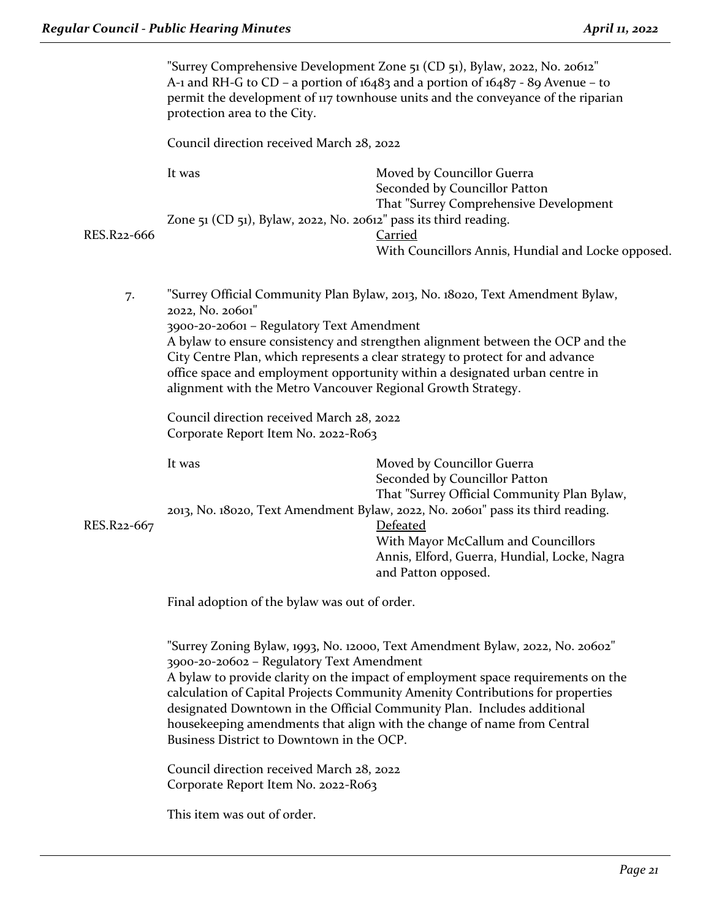"Surrey Comprehensive Development Zone 51 (CD 51), Bylaw, 2022, No. 20612"
A-1 and RH-G to CD – a portion of 16483 and a portion of 16487 - 89 Avenue – to permit the development of 117 townhouse units and the conveyance of the riparian protection area to the City.

Council direction received March 28, 2022

It was Moved by Councillor Guerra
Seconded by Councillor Patton
That "Surrey Comprehensive Development Zone 51 (CD 51), Bylaw, 2022, No. 20612" pass its third reading.

RES.R22-666 Carried
With Councillors Annis, Hundial and Locke opposed.

7. "Surrey Official Community Plan Bylaw, 2013, No. 18020, Text Amendment Bylaw, 2022, No. 20601"
3900-20-20601 – Regulatory Text Amendment
A bylaw to ensure consistency and strengthen alignment between the OCP and the City Centre Plan, which represents a clear strategy to protect for and advance office space and employment opportunity within a designated urban centre in alignment with the Metro Vancouver Regional Growth Strategy.

Council direction received March 28, 2022
Corporate Report Item No. 2022-R063

It was Moved by Councillor Guerra
Seconded by Councillor Patton
That "Surrey Official Community Plan Bylaw, 2013, No. 18020, Text Amendment Bylaw, 2022, No. 20601" pass its third reading.

RES.R22-667 Defeated
With Mayor McCallum and Councillors Annis, Elford, Guerra, Hundial, Locke, Nagra and Patton opposed.

Final adoption of the bylaw was out of order.

"Surrey Zoning Bylaw, 1993, No. 12000, Text Amendment Bylaw, 2022, No. 20602"
3900-20-20602 – Regulatory Text Amendment
A bylaw to provide clarity on the impact of employment space requirements on the calculation of Capital Projects Community Amenity Contributions for properties designated Downtown in the Official Community Plan. Includes additional housekeeping amendments that align with the change of name from Central Business District to Downtown in the OCP.

Council direction received March 28, 2022
Corporate Report Item No. 2022-R063

This item was out of order.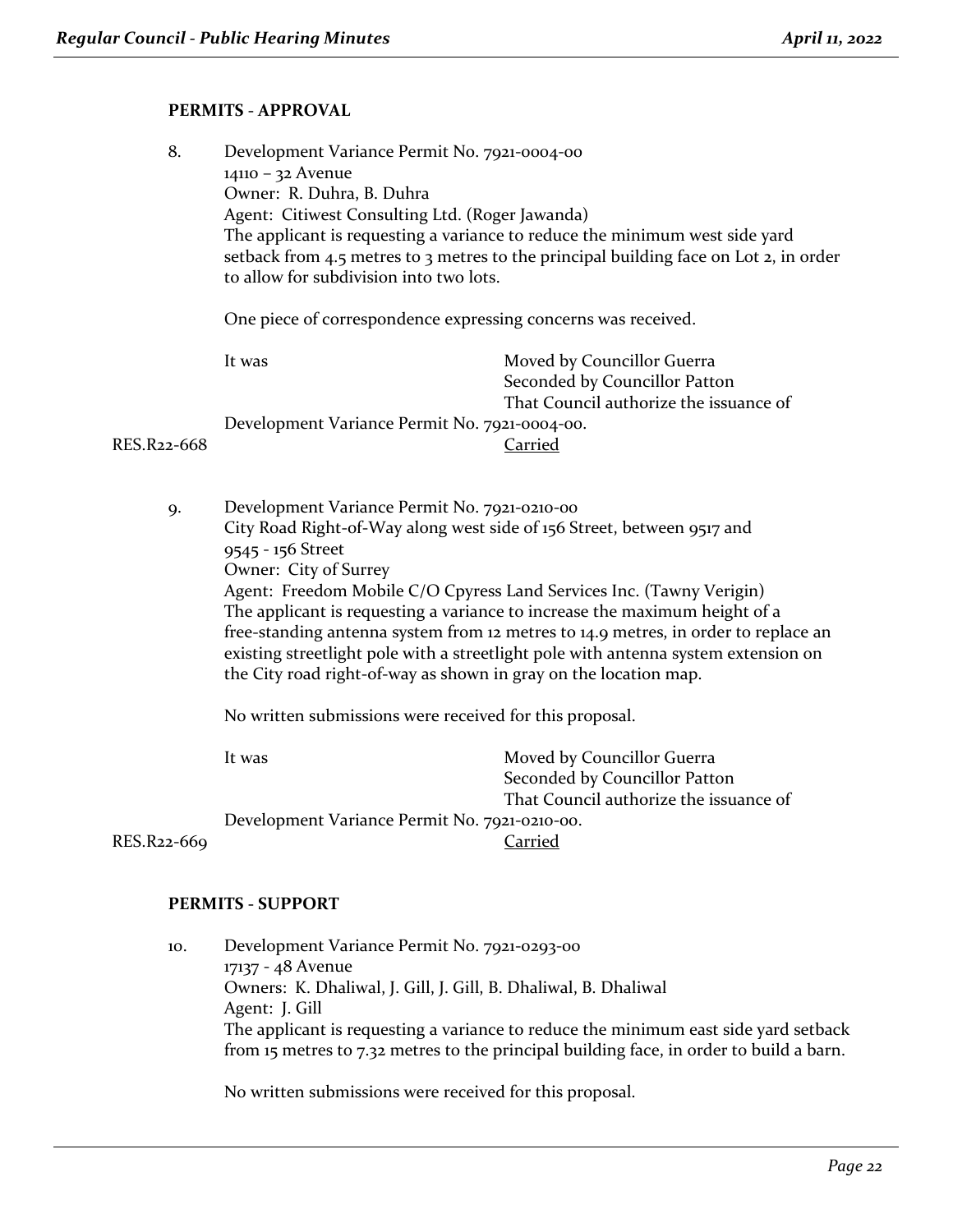## PERMITS - APPROVAL

8. Development Variance Permit No. 7921-0004-00
   14110 – 32 Avenue
   Owner: R. Duhra, B. Duhra
   Agent: Citiwest Consulting Ltd. (Roger Jawanda)
   The applicant is requesting a variance to reduce the minimum west side yard setback from 4.5 metres to 3 metres to the principal building face on Lot 2, in order to allow for subdivision into two lots.

   One piece of correspondence expressing concerns was received.

   It was Moved by Councillor Guerra
   Seconded by Councillor Patton
   That Council authorize the issuance of Development Variance Permit No. 7921-0004-00.

RES.R22-668 Carried

9. Development Variance Permit No. 7921-0210-00
   City Road Right-of-Way along west side of 156 Street, between 9517 and 9545 - 156 Street
   Owner: City of Surrey
   Agent: Freedom Mobile C/O Cpyress Land Services Inc. (Tawny Verigin)
   The applicant is requesting a variance to increase the maximum height of a free-standing antenna system from 12 metres to 14.9 metres, in order to replace an existing streetlight pole with a streetlight pole with antenna system extension on the City road right-of-way as shown in gray on the location map.

   No written submissions were received for this proposal.

   It was Moved by Councillor Guerra
   Seconded by Councillor Patton
   That Council authorize the issuance of Development Variance Permit No. 7921-0210-00.

RES.R22-669 Carried

## PERMITS - SUPPORT

10. Development Variance Permit No. 7921-0293-00
    17137 - 48 Avenue
    Owners: K. Dhaliwal, J. Gill, J. Gill, B. Dhaliwal, B. Dhaliwal
    Agent: J. Gill
    The applicant is requesting a variance to reduce the minimum east side yard setback from 15 metres to 7.32 metres to the principal building face, in order to build a barn.

    No written submissions were received for this proposal.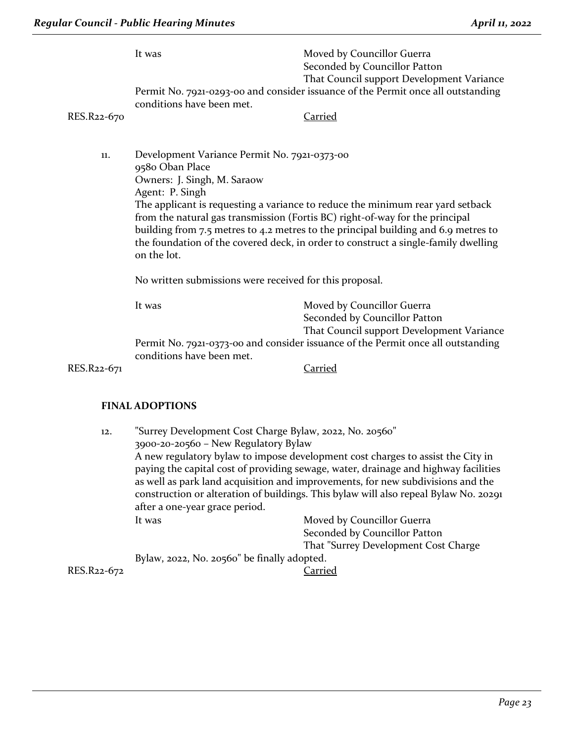It was Moved by Councillor Guerra
Seconded by Councillor Patton
That Council support Development Variance Permit No. 7921-0293-00 and consider issuance of the Permit once all outstanding conditions have been met.

RES.R22-670 Carried

11. Development Variance Permit No. 7921-0373-00
9580 Oban Place
Owners: J. Singh, M. Saraow
Agent: P. Singh
The applicant is requesting a variance to reduce the minimum rear yard setback from the natural gas transmission (Fortis BC) right-of-way for the principal building from 7.5 metres to 4.2 metres to the principal building and 6.9 metres to the foundation of the covered deck, in order to construct a single-family dwelling on the lot.

No written submissions were received for this proposal.

It was Moved by Councillor Guerra
Seconded by Councillor Patton
That Council support Development Variance Permit No. 7921-0373-00 and consider issuance of the Permit once all outstanding conditions have been met.

RES.R22-671 Carried

## FINAL ADOPTIONS

12. "Surrey Development Cost Charge Bylaw, 2022, No. 20560"
3900-20-20560 – New Regulatory Bylaw
A new regulatory bylaw to impose development cost charges to assist the City in paying the capital cost of providing sewage, water, drainage and highway facilities as well as park land acquisition and improvements, for new subdivisions and the construction or alteration of buildings. This bylaw will also repeal Bylaw No. 20291 after a one-year grace period.

It was Moved by Councillor Guerra
Seconded by Councillor Patton
That "Surrey Development Cost Charge Bylaw, 2022, No. 20560" be finally adopted.

RES.R22-672 Carried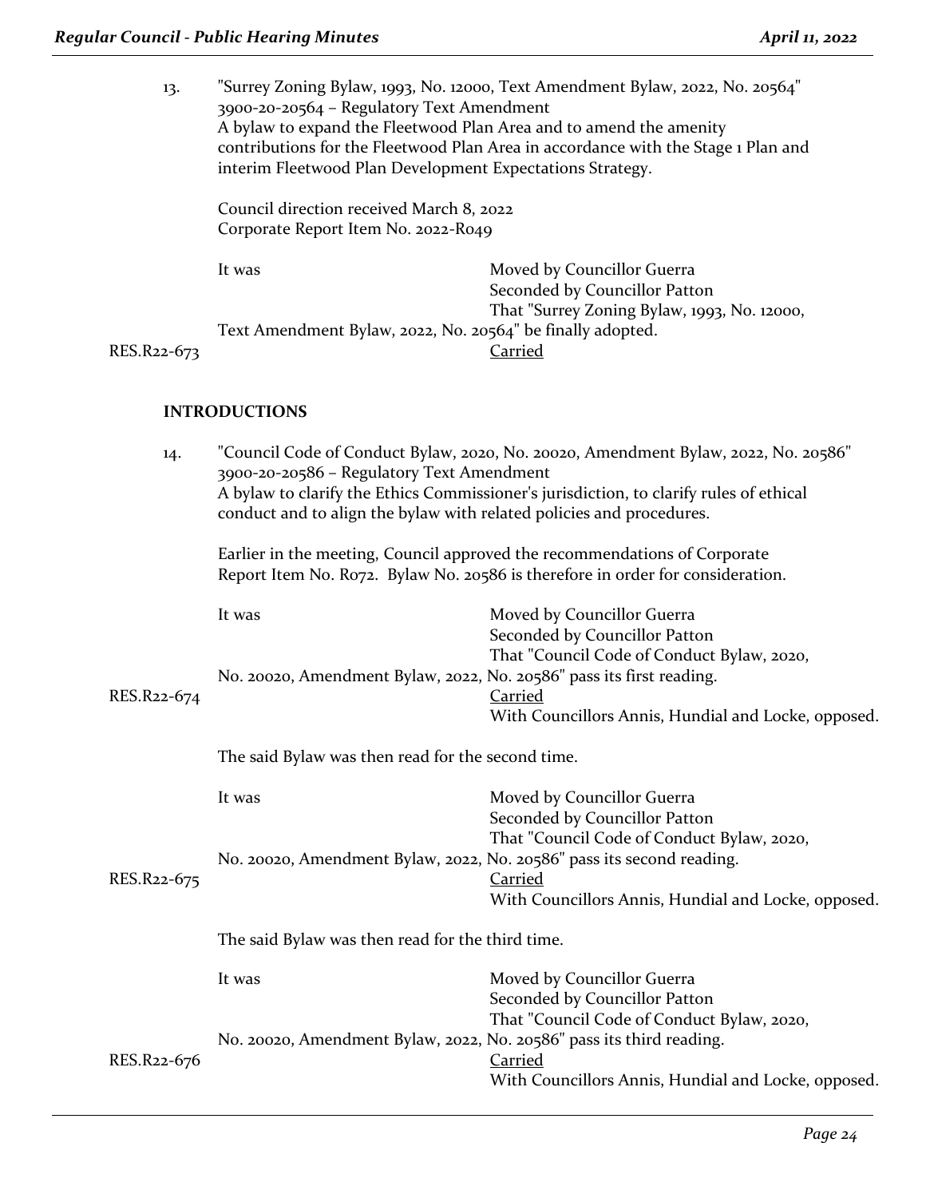13. "Surrey Zoning Bylaw, 1993, No. 12000, Text Amendment Bylaw, 2022, No. 20564"
3900-20-20564 – Regulatory Text Amendment
A bylaw to expand the Fleetwood Plan Area and to amend the amenity contributions for the Fleetwood Plan Area in accordance with the Stage 1 Plan and interim Fleetwood Plan Development Expectations Strategy.

Council direction received March 8, 2022
Corporate Report Item No. 2022-R049

It was Moved by Councillor Guerra
Seconded by Councillor Patton
That "Surrey Zoning Bylaw, 1993, No. 12000, Text Amendment Bylaw, 2022, No. 20564" be finally adopted.

RES.R22-673 Carried

## INTRODUCTIONS

14. "Council Code of Conduct Bylaw, 2020, No. 20020, Amendment Bylaw, 2022, No. 20586"
3900-20-20586 – Regulatory Text Amendment
A bylaw to clarify the Ethics Commissioner's jurisdiction, to clarify rules of ethical conduct and to align the bylaw with related policies and procedures.

Earlier in the meeting, Council approved the recommendations of Corporate Report Item No. R072. Bylaw No. 20586 is therefore in order for consideration.

It was Moved by Councillor Guerra
Seconded by Councillor Patton
That "Council Code of Conduct Bylaw, 2020, No. 20020, Amendment Bylaw, 2022, No. 20586" pass its first reading.

RES.R22-674 Carried
With Councillors Annis, Hundial and Locke, opposed.

The said Bylaw was then read for the second time.

It was Moved by Councillor Guerra
Seconded by Councillor Patton
That "Council Code of Conduct Bylaw, 2020, No. 20020, Amendment Bylaw, 2022, No. 20586" pass its second reading.

RES.R22-675 Carried
With Councillors Annis, Hundial and Locke, opposed.

The said Bylaw was then read for the third time.

It was Moved by Councillor Guerra
Seconded by Councillor Patton
That "Council Code of Conduct Bylaw, 2020, No. 20020, Amendment Bylaw, 2022, No. 20586" pass its third reading.

RES.R22-676 Carried
With Councillors Annis, Hundial and Locke, opposed.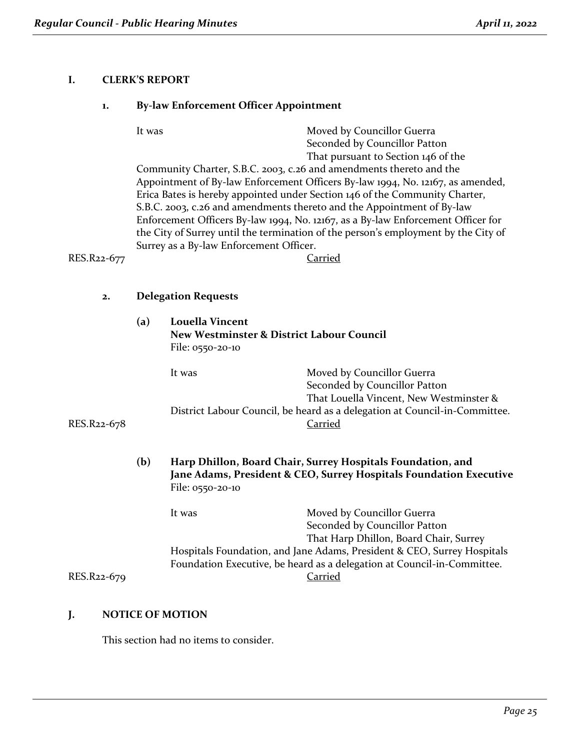## I. CLERK'S REPORT

### 1. By-law Enforcement Officer Appointment

It was Moved by Councillor Guerra
Seconded by Councillor Patton
That pursuant to Section 146 of the Community Charter, S.B.C. 2003, c.26 and amendments thereto and the Appointment of By-law Enforcement Officers By-law 1994, No. 12167, as amended, Erica Bates is hereby appointed under Section 146 of the Community Charter, S.B.C. 2003, c.26 and amendments thereto and the Appointment of By-law Enforcement Officers By-law 1994, No. 12167, as a By-law Enforcement Officer for the City of Surrey until the termination of the person's employment by the City of Surrey as a By-law Enforcement Officer.

RES.R22-677 Carried

### 2. Delegation Requests

**(a) Louella Vincent**
**New Westminster & District Labour Council**
File: 0550-20-10

It was Moved by Councillor Guerra
Seconded by Councillor Patton
That Louella Vincent, New Westminster & District Labour Council, be heard as a delegation at Council-in-Committee.

RES.R22-678 Carried

**(b) Harp Dhillon, Board Chair, Surrey Hospitals Foundation, and Jane Adams, President & CEO, Surrey Hospitals Foundation Executive**
File: 0550-20-10

It was Moved by Councillor Guerra
Seconded by Councillor Patton
That Harp Dhillon, Board Chair, Surrey Hospitals Foundation, and Jane Adams, President & CEO, Surrey Hospitals Foundation Executive, be heard as a delegation at Council-in-Committee.

RES.R22-679 Carried

## J. NOTICE OF MOTION

This section had no items to consider.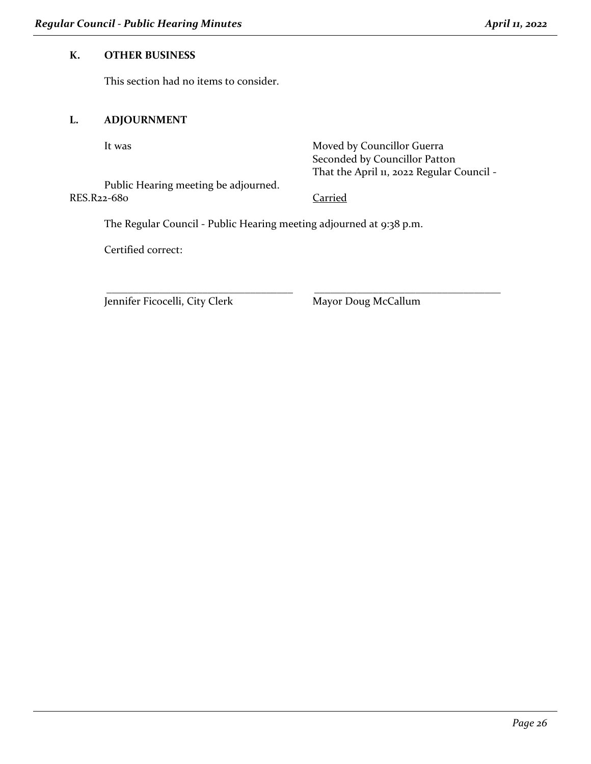## K. OTHER BUSINESS

This section had no items to consider.

## L. ADJOURNMENT

It was

Moved by Councillor Guerra
Seconded by Councillor Patton
That the April 11, 2022 Regular Council - Public Hearing meeting be adjourned.

RES.R22-680

Carried

The Regular Council - Public Hearing meeting adjourned at 9:38 p.m.

Certified correct:

Jennifer Ficocelli, City Clerk

Mayor Doug McCallum